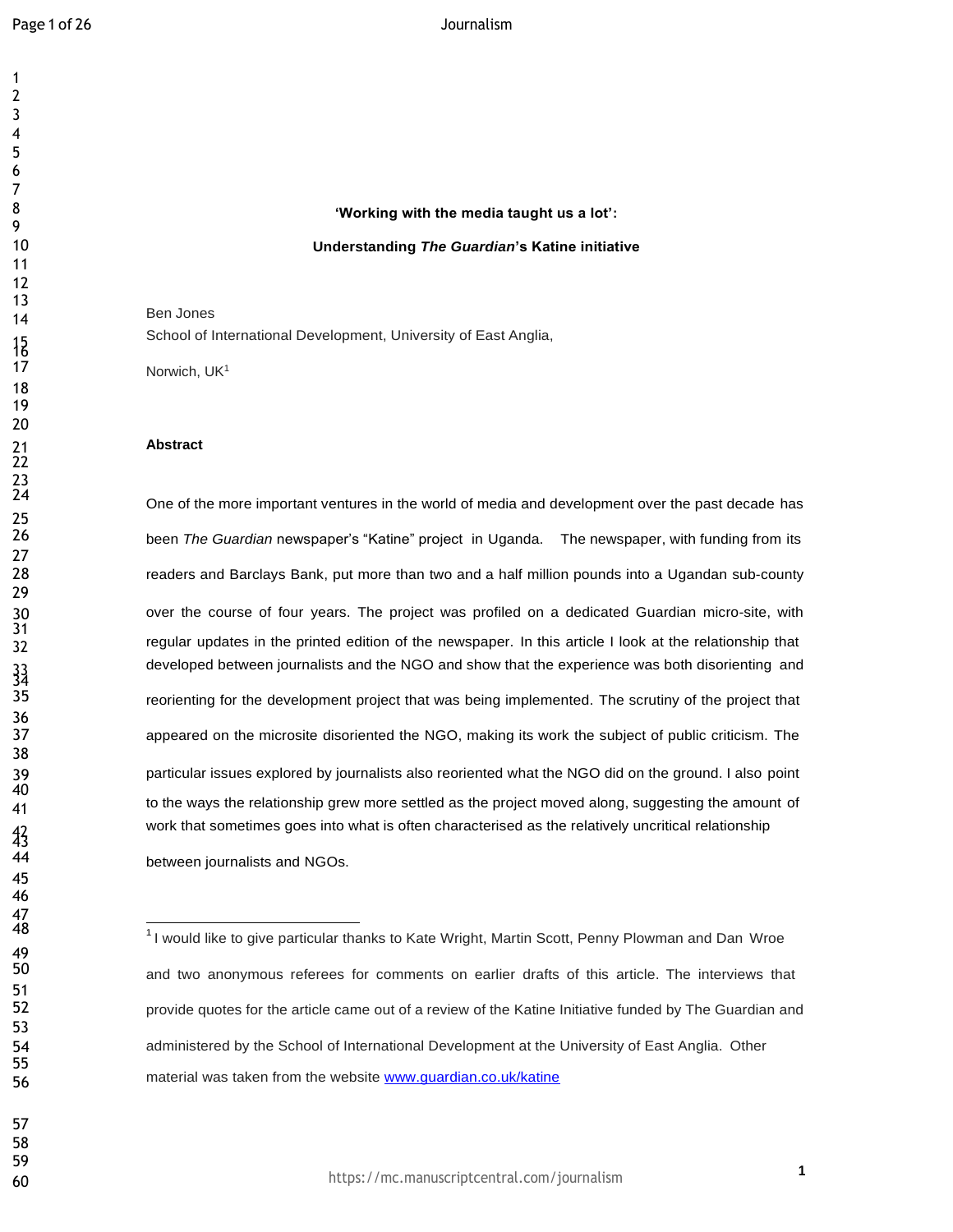# 'Working with the media taught us a lot':

## Understanding *The Guardian*'s Katine initiative

Ben Jones
School of International Development, University of East Anglia,

Norwich, UK[1]

### Abstract

One of the more important ventures in the world of media and development over the past decade has been *The Guardian* newspaper's "Katine" project in Uganda. The newspaper, with funding from its readers and Barclays Bank, put more than two and a half million pounds into a Ugandan sub-county over the course of four years. The project was profiled on a dedicated Guardian micro-site, with regular updates in the printed edition of the newspaper. In this article I look at the relationship that developed between journalists and the NGO and show that the experience was both disorienting and reorienting for the development project that was being implemented. The scrutiny of the project that appeared on the microsite disoriented the NGO, making its work the subject of public criticism. The particular issues explored by journalists also reoriented what the NGO did on the ground. I also point to the ways the relationship grew more settled as the project moved along, suggesting the amount of work that sometimes goes into what is often characterised as the relatively uncritical relationship between journalists and NGOs.

---

[1] I would like to give particular thanks to Kate Wright, Martin Scott, Penny Plowman and Dan Wroe and two anonymous referees for comments on earlier drafts of this article. The interviews that provide quotes for the article came out of a review of the Katine Initiative funded by The Guardian and administered by the School of International Development at the University of East Anglia. Other material was taken from the website www.guardian.co.uk/katine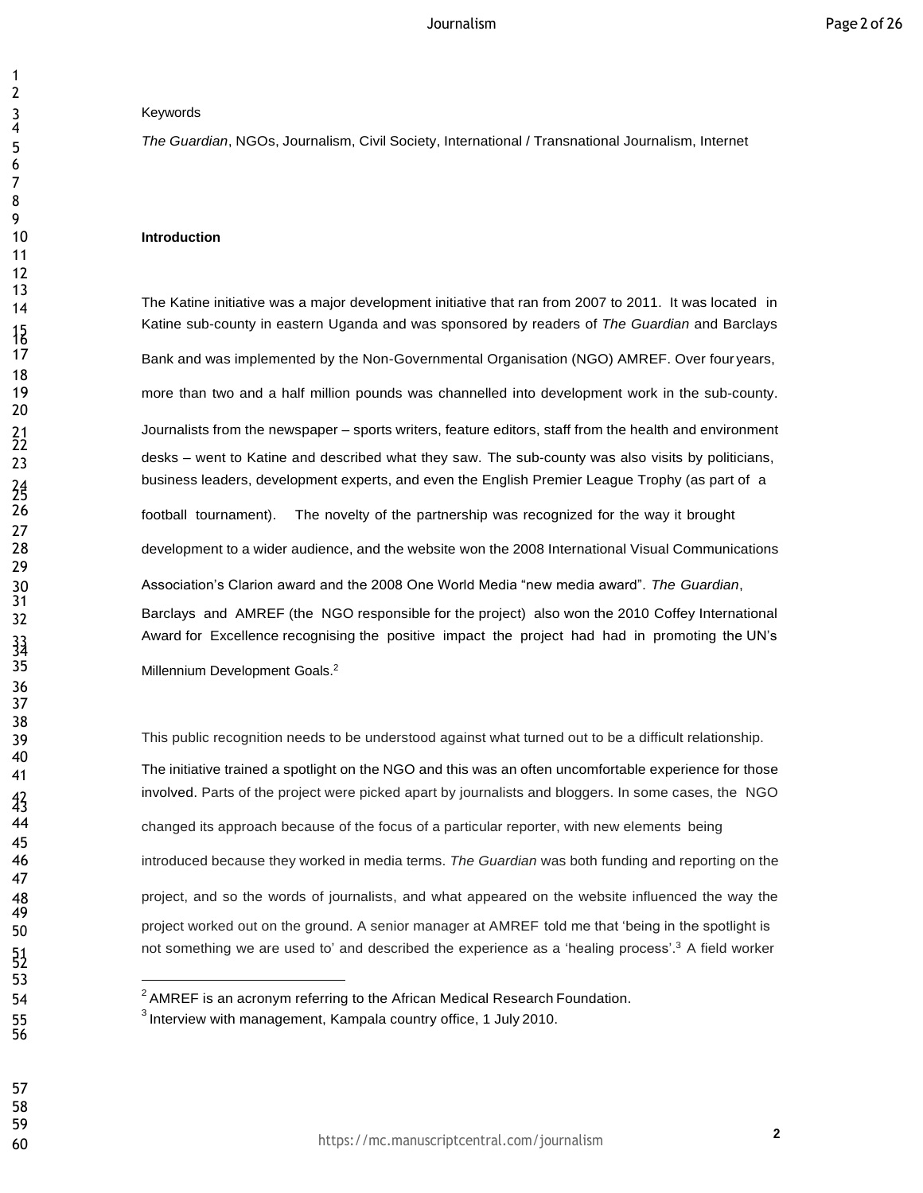Keywords

*The Guardian*, NGOs, Journalism, Civil Society, International / Transnational Journalism, Internet

**Introduction**

The Katine initiative was a major development initiative that ran from 2007 to 2011. It was located in Katine sub-county in eastern Uganda and was sponsored by readers of *The Guardian* and Barclays Bank and was implemented by the Non-Governmental Organisation (NGO) AMREF. Over four years, more than two and a half million pounds was channelled into development work in the sub-county. Journalists from the newspaper – sports writers, feature editors, staff from the health and environment desks – went to Katine and described what they saw. The sub-county was also visits by politicians, business leaders, development experts, and even the English Premier League Trophy (as part of a football tournament). The novelty of the partnership was recognized for the way it brought development to a wider audience, and the website won the 2008 International Visual Communications Association's Clarion award and the 2008 One World Media "new media award". *The Guardian*, Barclays and AMREF (the NGO responsible for the project) also won the 2010 Coffey International Award for Excellence recognising the positive impact the project had had in promoting the UN's Millennium Development Goals.[2]

This public recognition needs to be understood against what turned out to be a difficult relationship. The initiative trained a spotlight on the NGO and this was an often uncomfortable experience for those involved. Parts of the project were picked apart by journalists and bloggers. In some cases, the NGO changed its approach because of the focus of a particular reporter, with new elements being introduced because they worked in media terms. *The Guardian* was both funding and reporting on the project, and so the words of journalists, and what appeared on the website influenced the way the project worked out on the ground. A senior manager at AMREF told me that 'being in the spotlight is not something we are used to' and described the experience as a 'healing process'.[3] A field worker

[2] AMREF is an acronym referring to the African Medical Research Foundation.

[3] Interview with management, Kampala country office, 1 July 2010.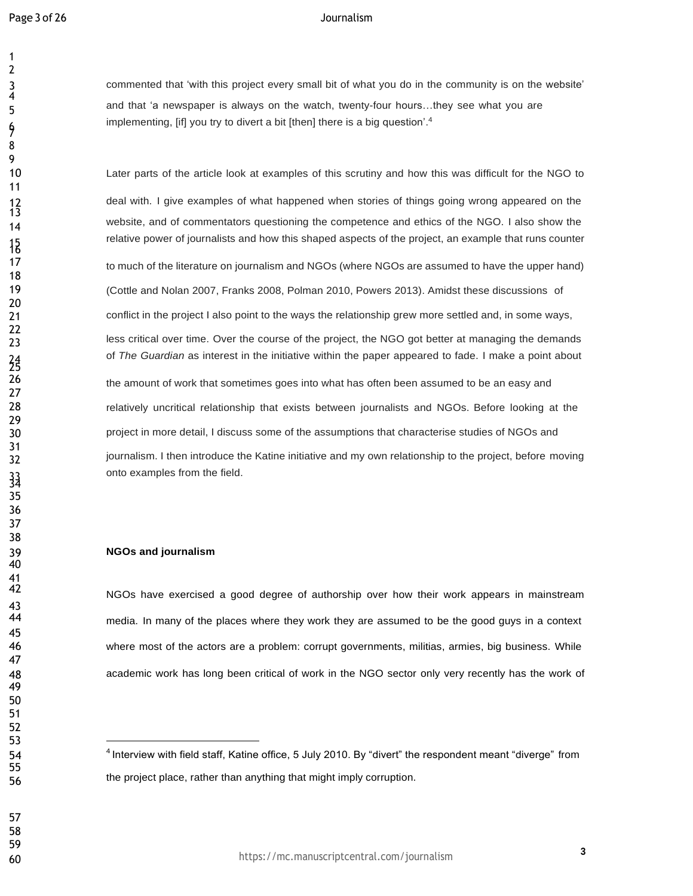commented that 'with this project every small bit of what you do in the community is on the website' and that 'a newspaper is always on the watch, twenty-four hours…they see what you are implementing, [if] you try to divert a bit [then] there is a big question'.[4]

Later parts of the article look at examples of this scrutiny and how this was difficult for the NGO to deal with. I give examples of what happened when stories of things going wrong appeared on the website, and of commentators questioning the competence and ethics of the NGO. I also show the relative power of journalists and how this shaped aspects of the project, an example that runs counter to much of the literature on journalism and NGOs (where NGOs are assumed to have the upper hand) (Cottle and Nolan 2007, Franks 2008, Polman 2010, Powers 2013). Amidst these discussions of conflict in the project I also point to the ways the relationship grew more settled and, in some ways, less critical over time. Over the course of the project, the NGO got better at managing the demands of *The Guardian* as interest in the initiative within the paper appeared to fade. I make a point about the amount of work that sometimes goes into what has often been assumed to be an easy and relatively uncritical relationship that exists between journalists and NGOs. Before looking at the project in more detail, I discuss some of the assumptions that characterise studies of NGOs and journalism. I then introduce the Katine initiative and my own relationship to the project, before moving onto examples from the field.

**NGOs and journalism**

NGOs have exercised a good degree of authorship over how their work appears in mainstream media. In many of the places where they work they are assumed to be the good guys in a context where most of the actors are a problem: corrupt governments, militias, armies, big business. While academic work has long been critical of work in the NGO sector only very recently has the work of

---

[4] Interview with field staff, Katine office, 5 July 2010. By "divert" the respondent meant "diverge" from the project place, rather than anything that might imply corruption.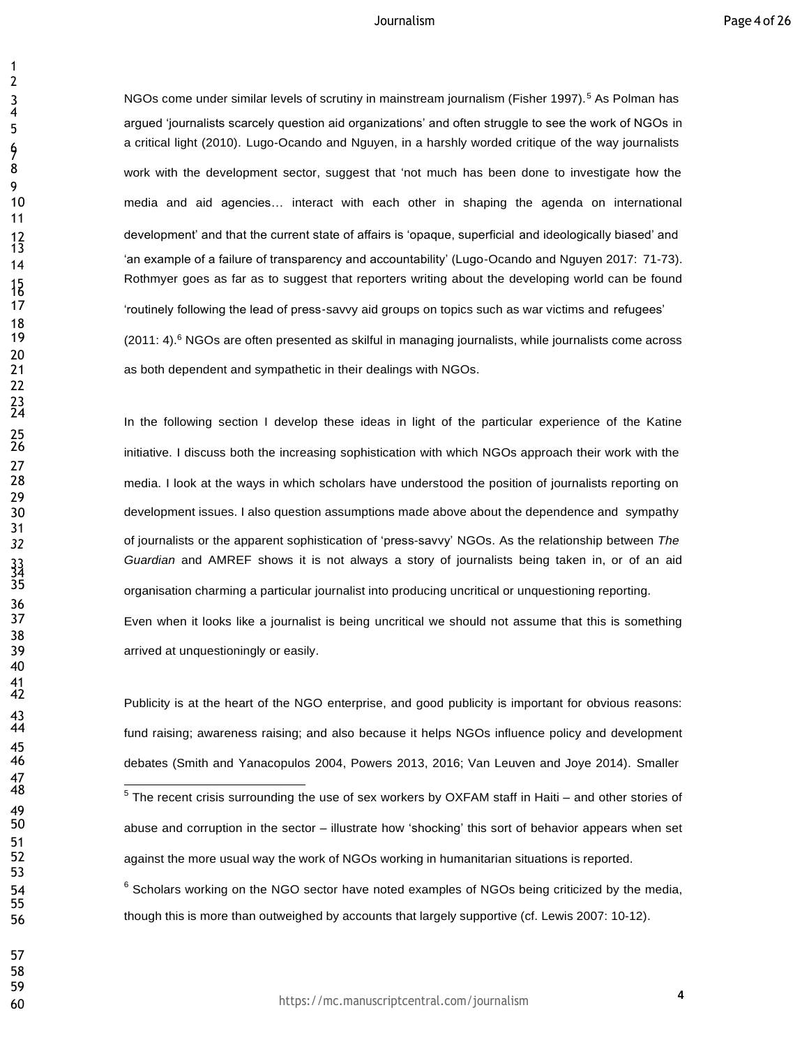NGOs come under similar levels of scrutiny in mainstream journalism (Fisher 1997).[5] As Polman has argued 'journalists scarcely question aid organizations' and often struggle to see the work of NGOs in a critical light (2010). Lugo-Ocando and Nguyen, in a harshly worded critique of the way journalists work with the development sector, suggest that 'not much has been done to investigate how the media and aid agencies… interact with each other in shaping the agenda on international development' and that the current state of affairs is 'opaque, superficial and ideologically biased' and 'an example of a failure of transparency and accountability' (Lugo-Ocando and Nguyen 2017: 71-73). Rothmyer goes as far as to suggest that reporters writing about the developing world can be found 'routinely following the lead of press-savvy aid groups on topics such as war victims and refugees' (2011: 4).[6] NGOs are often presented as skilful in managing journalists, while journalists come across as both dependent and sympathetic in their dealings with NGOs.

In the following section I develop these ideas in light of the particular experience of the Katine initiative. I discuss both the increasing sophistication with which NGOs approach their work with the media. I look at the ways in which scholars have understood the position of journalists reporting on development issues. I also question assumptions made above about the dependence and sympathy of journalists or the apparent sophistication of 'press-savvy' NGOs. As the relationship between *The Guardian* and AMREF shows it is not always a story of journalists being taken in, or of an aid organisation charming a particular journalist into producing uncritical or unquestioning reporting. Even when it looks like a journalist is being uncritical we should not assume that this is something arrived at unquestioningly or easily.

Publicity is at the heart of the NGO enterprise, and good publicity is important for obvious reasons: fund raising; awareness raising; and also because it helps NGOs influence policy and development debates (Smith and Yanacopulos 2004, Powers 2013, 2016; Van Leuven and Joye 2014). Smaller

[5] The recent crisis surrounding the use of sex workers by OXFAM staff in Haiti – and other stories of abuse and corruption in the sector – illustrate how 'shocking' this sort of behavior appears when set against the more usual way the work of NGOs working in humanitarian situations is reported.

[6] Scholars working on the NGO sector have noted examples of NGOs being criticized by the media, though this is more than outweighed by accounts that largely supportive (cf. Lewis 2007: 10-12).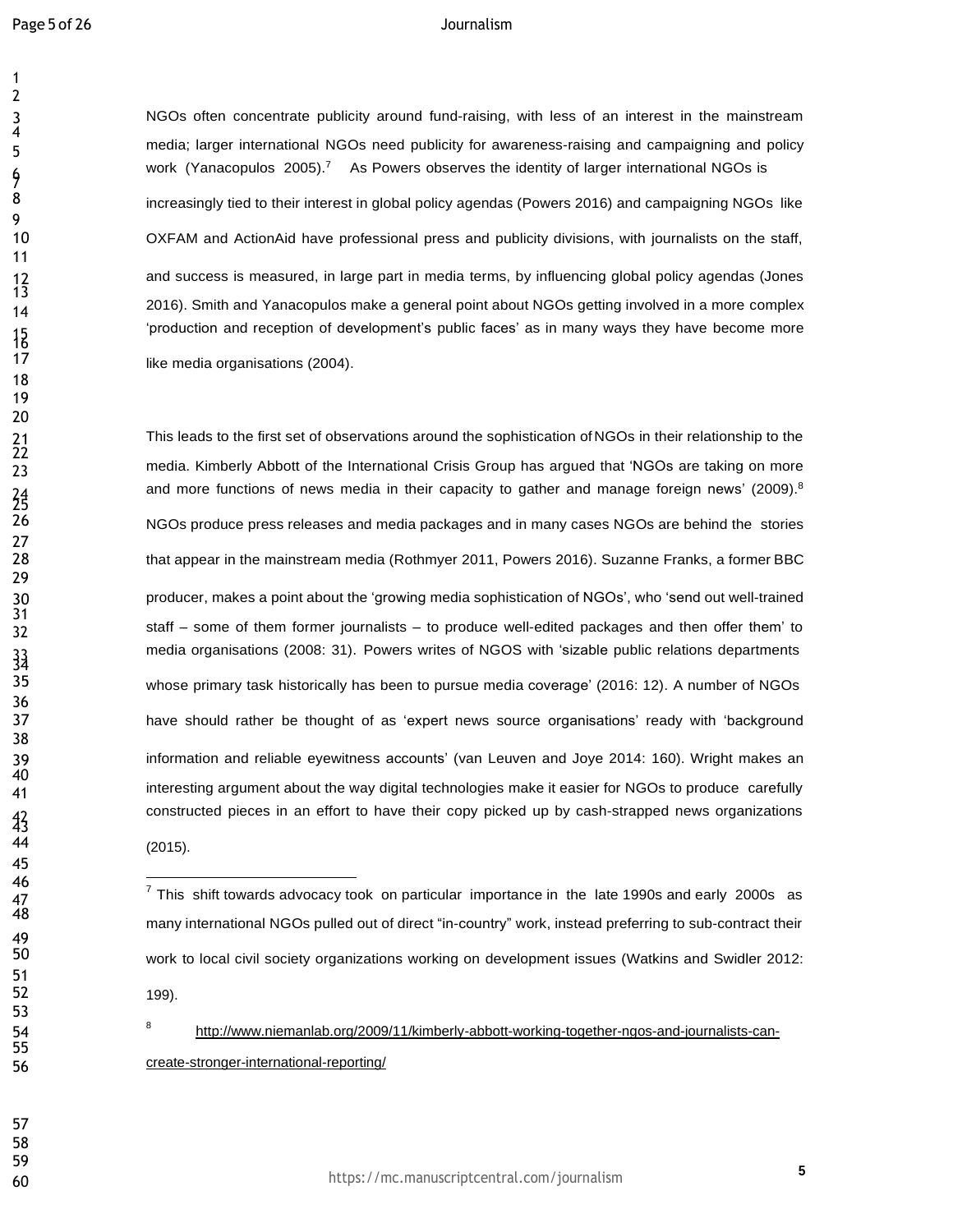NGOs often concentrate publicity around fund-raising, with less of an interest in the mainstream media; larger international NGOs need publicity for awareness-raising and campaigning and policy work (Yanacopulos 2005).[7] As Powers observes the identity of larger international NGOs is increasingly tied to their interest in global policy agendas (Powers 2016) and campaigning NGOs like OXFAM and ActionAid have professional press and publicity divisions, with journalists on the staff, and success is measured, in large part in media terms, by influencing global policy agendas (Jones 2016). Smith and Yanacopulos make a general point about NGOs getting involved in a more complex 'production and reception of development's public faces' as in many ways they have become more like media organisations (2004).

This leads to the first set of observations around the sophistication of NGOs in their relationship to the media. Kimberly Abbott of the International Crisis Group has argued that 'NGOs are taking on more and more functions of news media in their capacity to gather and manage foreign news' (2009).[8] NGOs produce press releases and media packages and in many cases NGOs are behind the stories that appear in the mainstream media (Rothmyer 2011, Powers 2016). Suzanne Franks, a former BBC producer, makes a point about the 'growing media sophistication of NGOs', who 'send out well-trained staff – some of them former journalists – to produce well-edited packages and then offer them' to media organisations (2008: 31). Powers writes of NGOS with 'sizable public relations departments whose primary task historically has been to pursue media coverage' (2016: 12). A number of NGOs have should rather be thought of as 'expert news source organisations' ready with 'background information and reliable eyewitness accounts' (van Leuven and Joye 2014: 160). Wright makes an interesting argument about the way digital technologies make it easier for NGOs to produce carefully constructed pieces in an effort to have their copy picked up by cash-strapped news organizations (2015).

---

[7] This shift towards advocacy took on particular importance in the late 1990s and early 2000s as many international NGOs pulled out of direct "in-country" work, instead preferring to sub-contract their work to local civil society organizations working on development issues (Watkins and Swidler 2012: 199).

[8] http://www.niemanlab.org/2009/11/kimberly-abbott-working-together-ngos-and-journalists-can-create-stronger-international-reporting/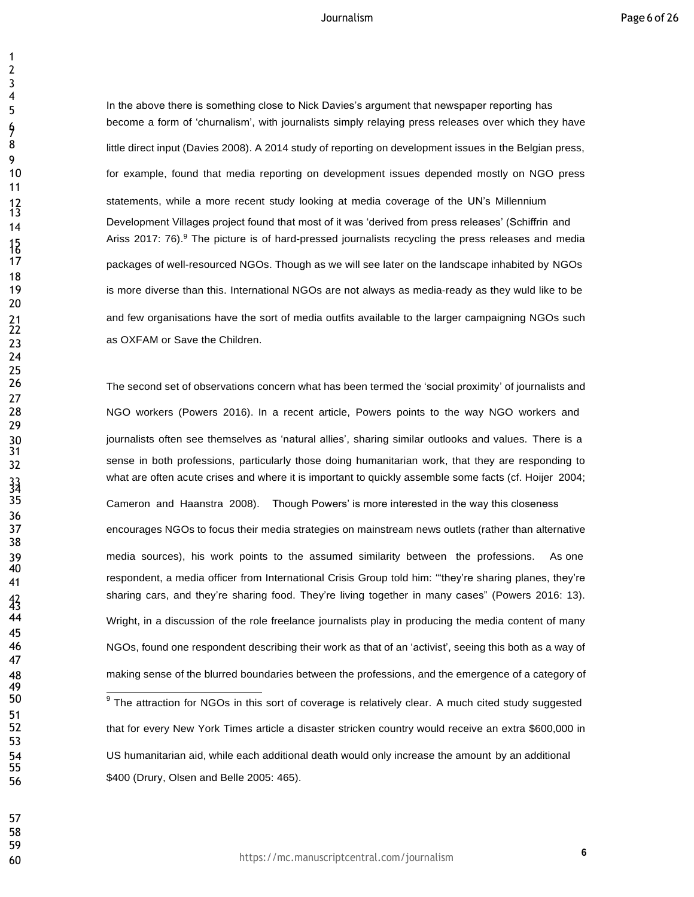In the above there is something close to Nick Davies's argument that newspaper reporting has become a form of 'churnalism', with journalists simply relaying press releases over which they have little direct input (Davies 2008). A 2014 study of reporting on development issues in the Belgian press, for example, found that media reporting on development issues depended mostly on NGO press statements, while a more recent study looking at media coverage of the UN's Millennium Development Villages project found that most of it was 'derived from press releases' (Schiffrin and Ariss 2017: 76).[9] The picture is of hard-pressed journalists recycling the press releases and media packages of well-resourced NGOs. Though as we will see later on the landscape inhabited by NGOs is more diverse than this. International NGOs are not always as media-ready as they wuld like to be and few organisations have the sort of media outfits available to the larger campaigning NGOs such as OXFAM or Save the Children.

The second set of observations concern what has been termed the 'social proximity' of journalists and NGO workers (Powers 2016). In a recent article, Powers points to the way NGO workers and journalists often see themselves as 'natural allies', sharing similar outlooks and values. There is a sense in both professions, particularly those doing humanitarian work, that they are responding to what are often acute crises and where it is important to quickly assemble some facts (cf. Hoijer 2004; Cameron and Haanstra 2008). Though Powers' is more interested in the way this closeness encourages NGOs to focus their media strategies on mainstream news outlets (rather than alternative media sources), his work points to the assumed similarity between the professions. As one respondent, a media officer from International Crisis Group told him: '"they're sharing planes, they're sharing cars, and they're sharing food. They're living together in many cases" (Powers 2016: 13). Wright, in a discussion of the role freelance journalists play in producing the media content of many NGOs, found one respondent describing their work as that of an 'activist', seeing this both as a way of making sense of the blurred boundaries between the professions, and the emergence of a category of

[9] The attraction for NGOs in this sort of coverage is relatively clear. A much cited study suggested that for every New York Times article a disaster stricken country would receive an extra $600,000 in US humanitarian aid, while each additional death would only increase the amount by an additional $400 (Drury, Olsen and Belle 2005: 465).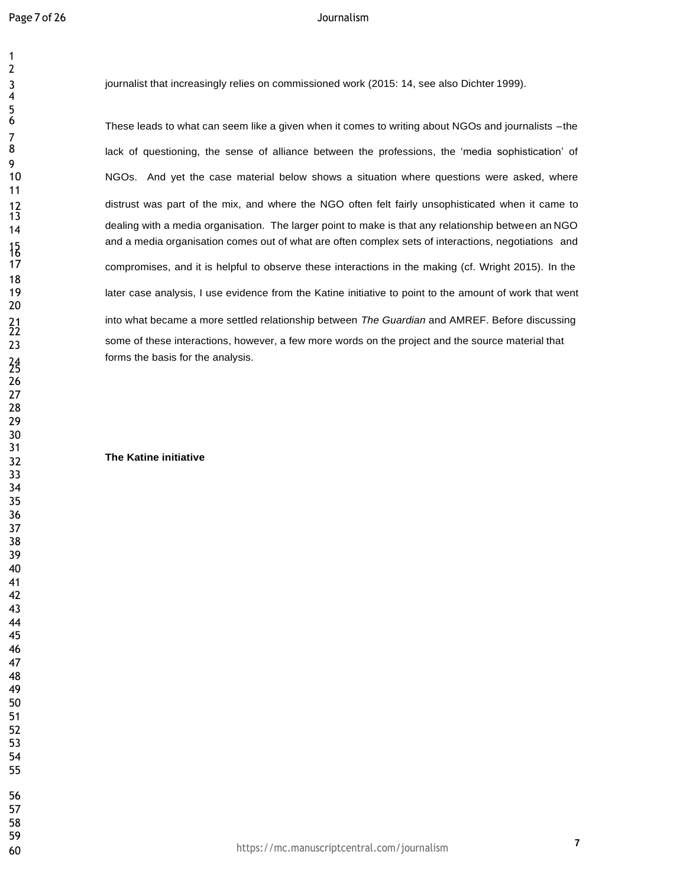journalist that increasingly relies on commissioned work (2015: 14, see also Dichter 1999).

These leads to what can seem like a given when it comes to writing about NGOs and journalists – the lack of questioning, the sense of alliance between the professions, the 'media sophistication' of NGOs. And yet the case material below shows a situation where questions were asked, where distrust was part of the mix, and where the NGO often felt fairly unsophisticated when it came to dealing with a media organisation. The larger point to make is that any relationship between an NGO and a media organisation comes out of what are often complex sets of interactions, negotiations and compromises, and it is helpful to observe these interactions in the making (cf. Wright 2015). In the later case analysis, I use evidence from the Katine initiative to point to the amount of work that went into what became a more settled relationship between *The Guardian* and AMREF. Before discussing some of these interactions, however, a few more words on the project and the source material that forms the basis for the analysis.

## The Katine initiative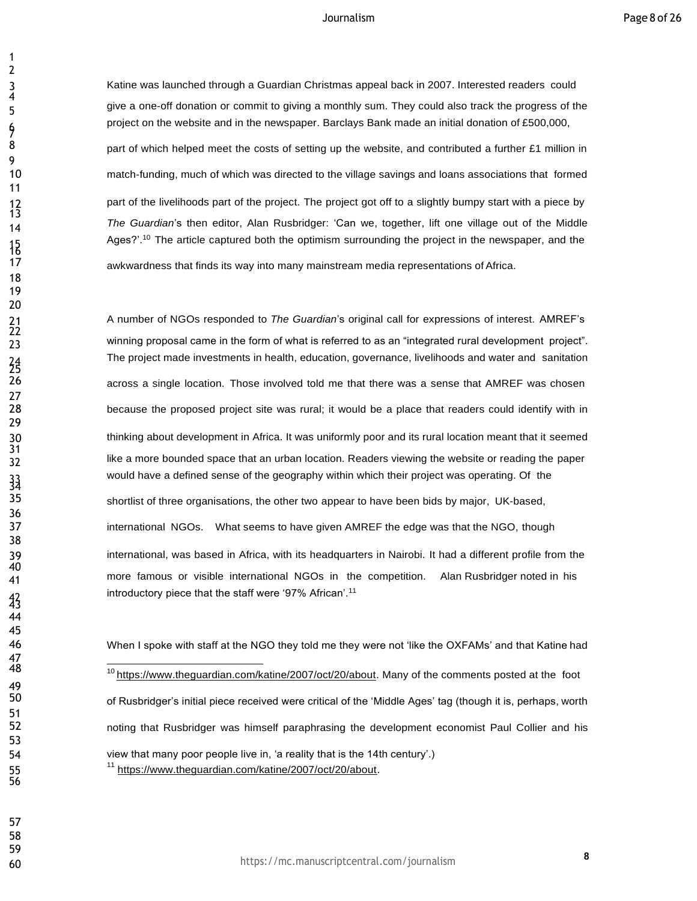Katine was launched through a Guardian Christmas appeal back in 2007. Interested readers could give a one-off donation or commit to giving a monthly sum. They could also track the progress of the project on the website and in the newspaper. Barclays Bank made an initial donation of £500,000, part of which helped meet the costs of setting up the website, and contributed a further £1 million in match-funding, much of which was directed to the village savings and loans associations that formed part of the livelihoods part of the project. The project got off to a slightly bumpy start with a piece by *The Guardian*'s then editor, Alan Rusbridger: 'Can we, together, lift one village out of the Middle Ages?'.[10] The article captured both the optimism surrounding the project in the newspaper, and the awkwardness that finds its way into many mainstream media representations of Africa.

A number of NGOs responded to *The Guardian*'s original call for expressions of interest. AMREF's winning proposal came in the form of what is referred to as an "integrated rural development project". The project made investments in health, education, governance, livelihoods and water and sanitation across a single location. Those involved told me that there was a sense that AMREF was chosen because the proposed project site was rural; it would be a place that readers could identify with in thinking about development in Africa. It was uniformly poor and its rural location meant that it seemed like a more bounded space that an urban location. Readers viewing the website or reading the paper would have a defined sense of the geography within which their project was operating. Of the shortlist of three organisations, the other two appear to have been bids by major, UK-based, international NGOs. What seems to have given AMREF the edge was that the NGO, though international, was based in Africa, with its headquarters in Nairobi. It had a different profile from the more famous or visible international NGOs in the competition. Alan Rusbridger noted in his introductory piece that the staff were '97% African'.[11]

When I spoke with staff at the NGO they told me they were not 'like the OXFAMs' and that Katine had

---

[10] https://www.theguardian.com/katine/2007/oct/20/about. Many of the comments posted at the foot of Rusbridger's initial piece received were critical of the 'Middle Ages' tag (though it is, perhaps, worth noting that Rusbridger was himself paraphrasing the development economist Paul Collier and his view that many poor people live in, 'a reality that is the 14th century'.)

[11] https://www.theguardian.com/katine/2007/oct/20/about.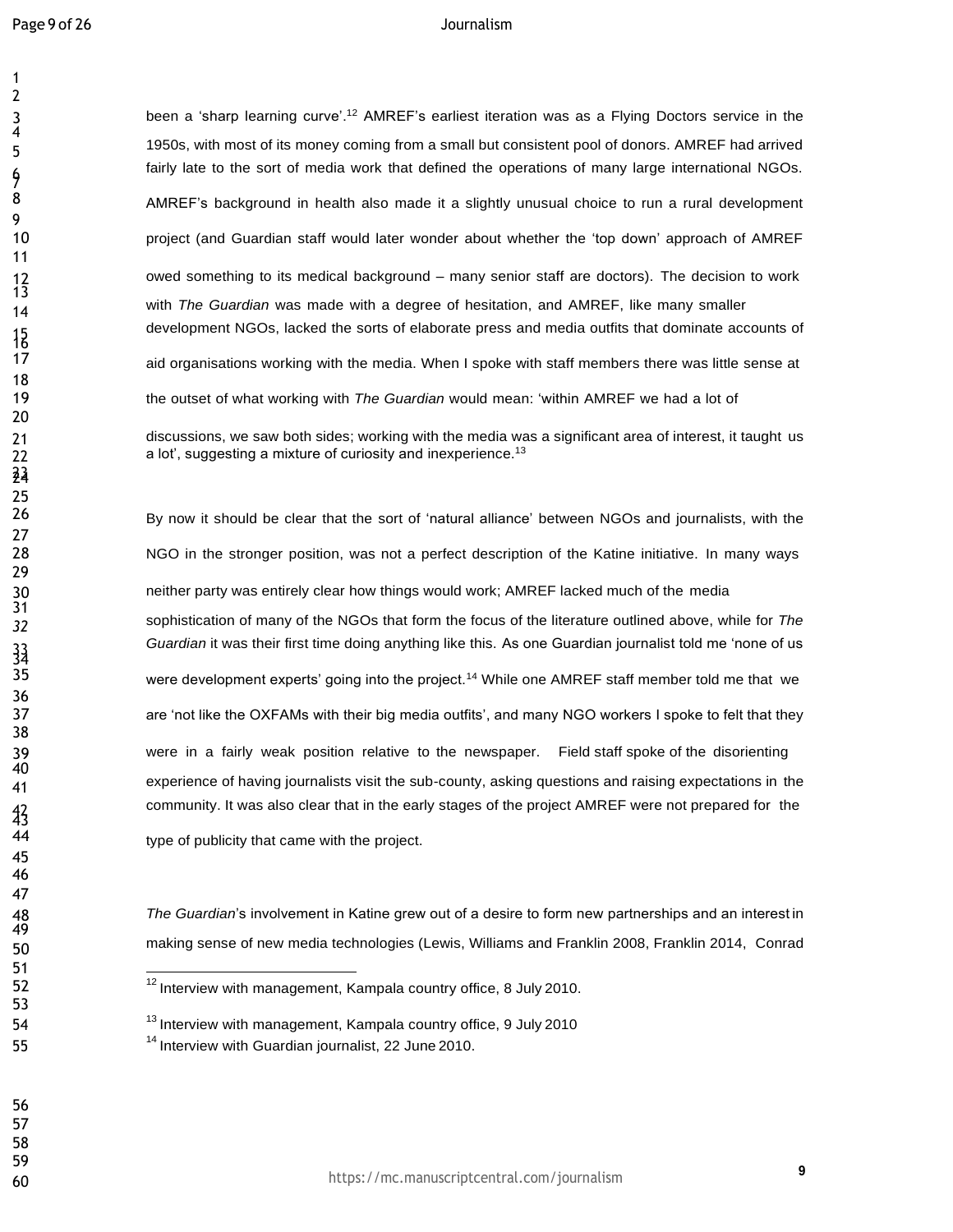been a 'sharp learning curve'.[12] AMREF's earliest iteration was as a Flying Doctors service in the 1950s, with most of its money coming from a small but consistent pool of donors. AMREF had arrived fairly late to the sort of media work that defined the operations of many large international NGOs. AMREF's background in health also made it a slightly unusual choice to run a rural development project (and Guardian staff would later wonder about whether the 'top down' approach of AMREF owed something to its medical background – many senior staff are doctors). The decision to work with *The Guardian* was made with a degree of hesitation, and AMREF, like many smaller development NGOs, lacked the sorts of elaborate press and media outfits that dominate accounts of aid organisations working with the media. When I spoke with staff members there was little sense at the outset of what working with *The Guardian* would mean: 'within AMREF we had a lot of discussions, we saw both sides; working with the media was a significant area of interest, it taught us a lot', suggesting a mixture of curiosity and inexperience.[13]

By now it should be clear that the sort of 'natural alliance' between NGOs and journalists, with the NGO in the stronger position, was not a perfect description of the Katine initiative. In many ways neither party was entirely clear how things would work; AMREF lacked much of the media sophistication of many of the NGOs that form the focus of the literature outlined above, while for *The Guardian* it was their first time doing anything like this. As one Guardian journalist told me 'none of us were development experts' going into the project.[14] While one AMREF staff member told me that we are 'not like the OXFAMs with their big media outfits', and many NGO workers I spoke to felt that they were in a fairly weak position relative to the newspaper. Field staff spoke of the disorienting experience of having journalists visit the sub-county, asking questions and raising expectations in the community. It was also clear that in the early stages of the project AMREF were not prepared for the type of publicity that came with the project.

*The Guardian*'s involvement in Katine grew out of a desire to form new partnerships and an interest in making sense of new media technologies (Lewis, Williams and Franklin 2008, Franklin 2014, Conrad

[12] Interview with management, Kampala country office, 8 July 2010.

[13] Interview with management, Kampala country office, 9 July 2010

[14] Interview with Guardian journalist, 22 June 2010.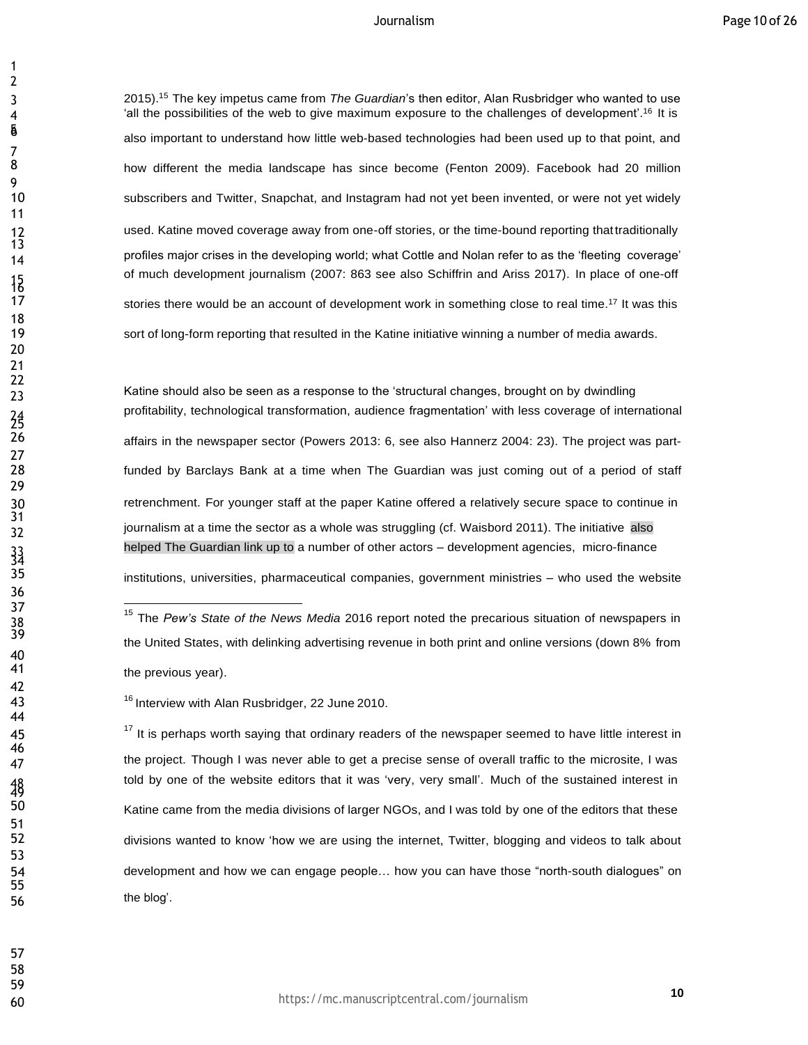2015).[15] The key impetus came from *The Guardian*'s then editor, Alan Rusbridger who wanted to use 'all the possibilities of the web to give maximum exposure to the challenges of development'.[16] It is also important to understand how little web-based technologies had been used up to that point, and how different the media landscape has since become (Fenton 2009). Facebook had 20 million subscribers and Twitter, Snapchat, and Instagram had not yet been invented, or were not yet widely used. Katine moved coverage away from one-off stories, or the time-bound reporting that traditionally profiles major crises in the developing world; what Cottle and Nolan refer to as the 'fleeting coverage' of much development journalism (2007: 863 see also Schiffrin and Ariss 2017). In place of one-off stories there would be an account of development work in something close to real time.[17] It was this sort of long-form reporting that resulted in the Katine initiative winning a number of media awards.

Katine should also be seen as a response to the 'structural changes, brought on by dwindling profitability, technological transformation, audience fragmentation' with less coverage of international affairs in the newspaper sector (Powers 2013: 6, see also Hannerz 2004: 23). The project was part-funded by Barclays Bank at a time when The Guardian was just coming out of a period of staff retrenchment. For younger staff at the paper Katine offered a relatively secure space to continue in journalism at a time the sector as a whole was struggling (cf. Waisbord 2011). The initiative also helped The Guardian link up to a number of other actors – development agencies, micro-finance institutions, universities, pharmaceutical companies, government ministries – who used the website

[15] The *Pew's State of the News Media* 2016 report noted the precarious situation of newspapers in the United States, with delinking advertising revenue in both print and online versions (down 8% from the previous year).

[16] Interview with Alan Rusbridger, 22 June 2010.

[17] It is perhaps worth saying that ordinary readers of the newspaper seemed to have little interest in the project. Though I was never able to get a precise sense of overall traffic to the microsite, I was told by one of the website editors that it was 'very, very small'. Much of the sustained interest in Katine came from the media divisions of larger NGOs, and I was told by one of the editors that these divisions wanted to know 'how we are using the internet, Twitter, blogging and videos to talk about development and how we can engage people… how you can have those "north-south dialogues" on the blog'.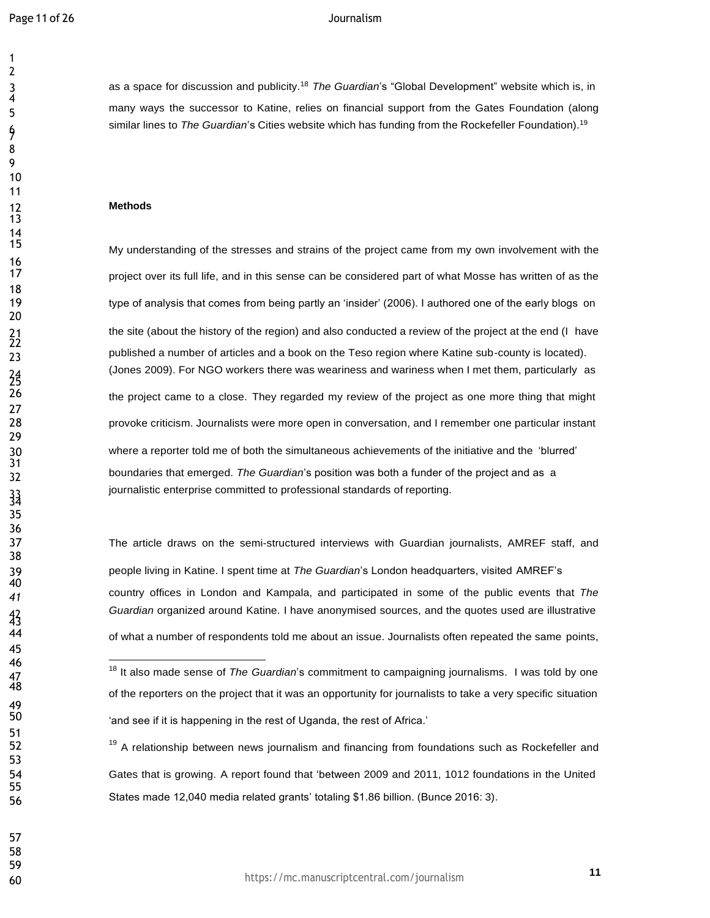as a space for discussion and publicity.[18] *The Guardian*'s "Global Development" website which is, in many ways the successor to Katine, relies on financial support from the Gates Foundation (along similar lines to *The Guardian*'s Cities website which has funding from the Rockefeller Foundation).[19]

**Methods**

My understanding of the stresses and strains of the project came from my own involvement with the project over its full life, and in this sense can be considered part of what Mosse has written of as the type of analysis that comes from being partly an 'insider' (2006). I authored one of the early blogs on the site (about the history of the region) and also conducted a review of the project at the end (I have published a number of articles and a book on the Teso region where Katine sub-county is located). (Jones 2009). For NGO workers there was weariness and wariness when I met them, particularly as the project came to a close. They regarded my review of the project as one more thing that might provoke criticism. Journalists were more open in conversation, and I remember one particular instant where a reporter told me of both the simultaneous achievements of the initiative and the 'blurred' boundaries that emerged. *The Guardian*'s position was both a funder of the project and as a journalistic enterprise committed to professional standards of reporting.

The article draws on the semi-structured interviews with Guardian journalists, AMREF staff, and people living in Katine. I spent time at *The Guardian*'s London headquarters, visited AMREF's country offices in London and Kampala, and participated in some of the public events that *The Guardian* organized around Katine. I have anonymised sources, and the quotes used are illustrative of what a number of respondents told me about an issue. Journalists often repeated the same points,

---

[18] It also made sense of *The Guardian*'s commitment to campaigning journalisms. I was told by one of the reporters on the project that it was an opportunity for journalists to take a very specific situation 'and see if it is happening in the rest of Uganda, the rest of Africa.'

[19] A relationship between news journalism and financing from foundations such as Rockefeller and Gates that is growing. A report found that 'between 2009 and 2011, 1012 foundations in the United States made 12,040 media related grants' totaling $1.86 billion. (Bunce 2016: 3).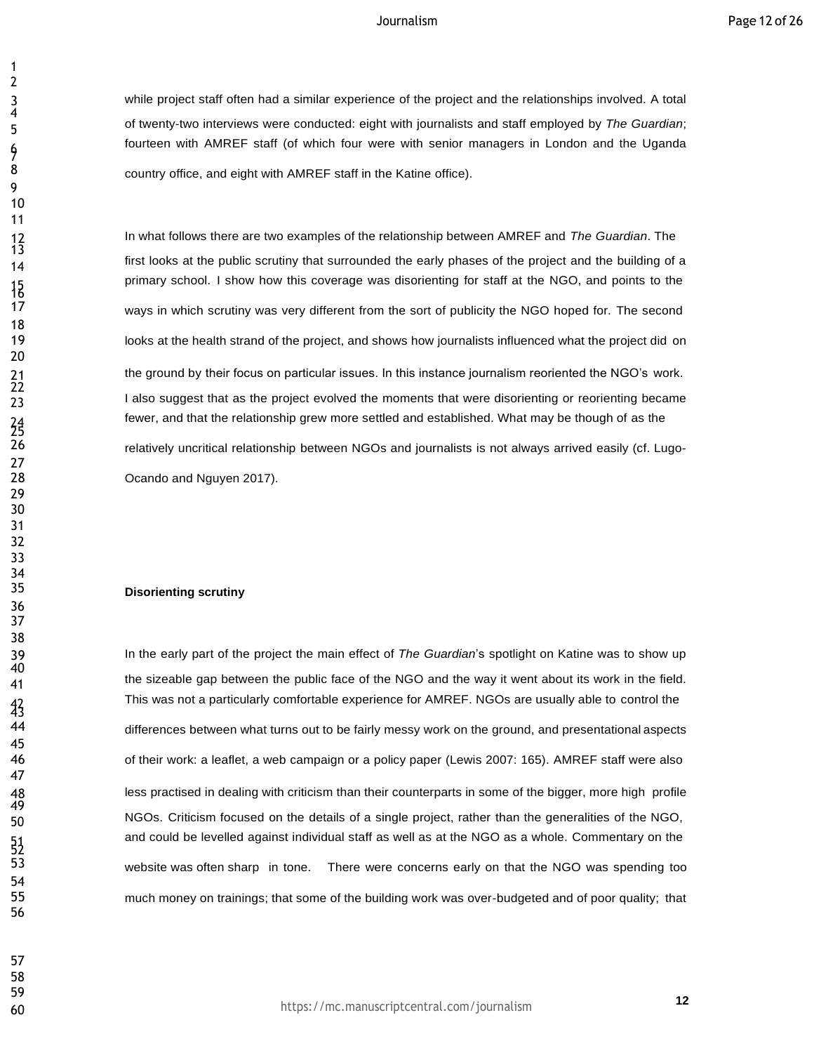while project staff often had a similar experience of the project and the relationships involved. A total of twenty-two interviews were conducted: eight with journalists and staff employed by *The Guardian*; fourteen with AMREF staff (of which four were with senior managers in London and the Uganda country office, and eight with AMREF staff in the Katine office).

In what follows there are two examples of the relationship between AMREF and *The Guardian*. The first looks at the public scrutiny that surrounded the early phases of the project and the building of a primary school. I show how this coverage was disorienting for staff at the NGO, and points to the ways in which scrutiny was very different from the sort of publicity the NGO hoped for. The second looks at the health strand of the project, and shows how journalists influenced what the project did on the ground by their focus on particular issues. In this instance journalism reoriented the NGO's work. I also suggest that as the project evolved the moments that were disorienting or reorienting became fewer, and that the relationship grew more settled and established. What may be though of as the relatively uncritical relationship between NGOs and journalists is not always arrived easily (cf. Lugo-Ocando and Nguyen 2017).

**Disorienting scrutiny**

In the early part of the project the main effect of *The Guardian*'s spotlight on Katine was to show up the sizeable gap between the public face of the NGO and the way it went about its work in the field. This was not a particularly comfortable experience for AMREF. NGOs are usually able to control the differences between what turns out to be fairly messy work on the ground, and presentational aspects of their work: a leaflet, a web campaign or a policy paper (Lewis 2007: 165). AMREF staff were also less practised in dealing with criticism than their counterparts in some of the bigger, more high profile NGOs. Criticism focused on the details of a single project, rather than the generalities of the NGO, and could be levelled against individual staff as well as at the NGO as a whole. Commentary on the website was often sharp in tone. There were concerns early on that the NGO was spending too much money on trainings; that some of the building work was over-budgeted and of poor quality; that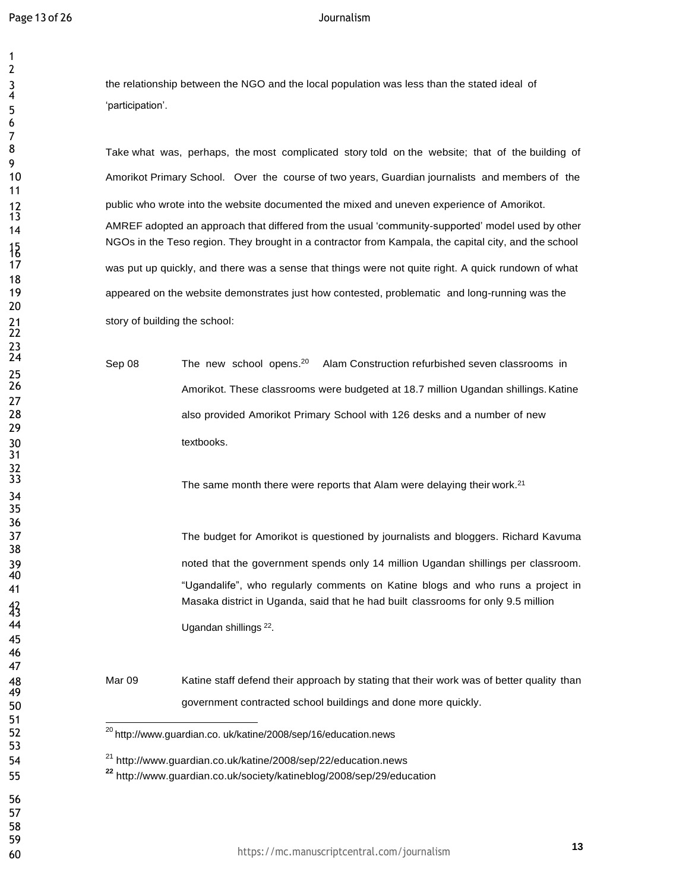the relationship between the NGO and the local population was less than the stated ideal of 'participation'.

Take what was, perhaps, the most complicated story told on the website; that of the building of Amorikot Primary School. Over the course of two years, Guardian journalists and members of the public who wrote into the website documented the mixed and uneven experience of Amorikot. AMREF adopted an approach that differed from the usual 'community-supported' model used by other NGOs in the Teso region. They brought in a contractor from Kampala, the capital city, and the school was put up quickly, and there was a sense that things were not quite right. A quick rundown of what appeared on the website demonstrates just how contested, problematic and long-running was the story of building the school:

Sep 08 — The new school opens.[20] Alam Construction refurbished seven classrooms in Amorikot. These classrooms were budgeted at 18.7 million Ugandan shillings. Katine also provided Amorikot Primary School with 126 desks and a number of new textbooks.

The same month there were reports that Alam were delaying their work.[21]

The budget for Amorikot is questioned by journalists and bloggers. Richard Kavuma noted that the government spends only 14 million Ugandan shillings per classroom. "Ugandalife", who regularly comments on Katine blogs and who runs a project in Masaka district in Uganda, said that he had built classrooms for only 9.5 million Ugandan shillings [22].

Mar 09 — Katine staff defend their approach by stating that their work was of better quality than government contracted school buildings and done more quickly.

---

[20] http://www.guardian.co. uk/katine/2008/sep/16/education.news

[21] http://www.guardian.co.uk/katine/2008/sep/22/education.news

[22] http://www.guardian.co.uk/society/katineblog/2008/sep/29/education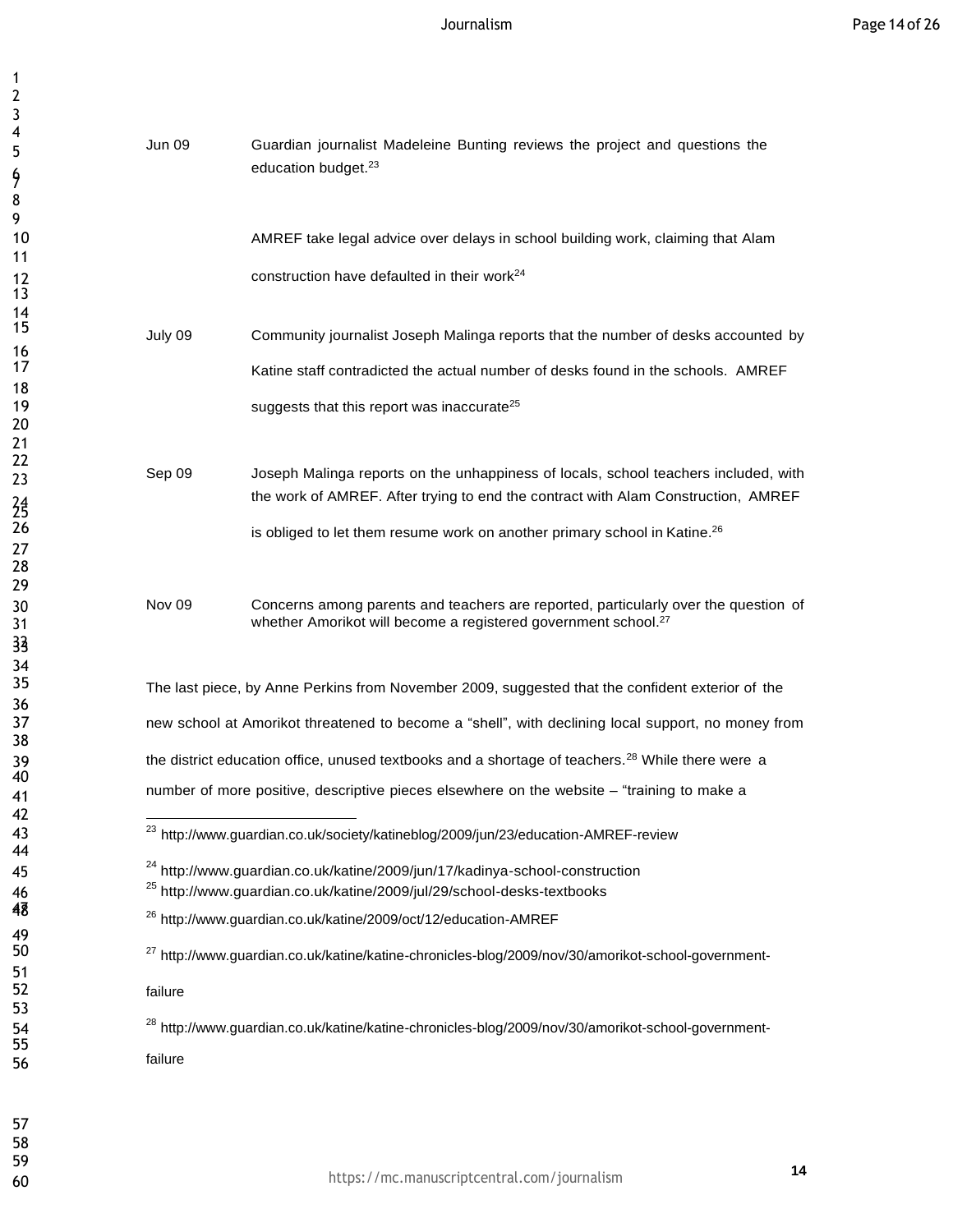| | |
|---|---|
| Jun 09 | Guardian journalist Madeleine Bunting reviews the project and questions the education budget.[23] |
| | AMREF take legal advice over delays in school building work, claiming that Alam construction have defaulted in their work[24] |
| July 09 | Community journalist Joseph Malinga reports that the number of desks accounted by Katine staff contradicted the actual number of desks found in the schools. AMREF suggests that this report was inaccurate[25] |
| Sep 09 | Joseph Malinga reports on the unhappiness of locals, school teachers included, with the work of AMREF. After trying to end the contract with Alam Construction, AMREF is obliged to let them resume work on another primary school in Katine.[26] |
| Nov 09 | Concerns among parents and teachers are reported, particularly over the question of whether Amorikot will become a registered government school.[27] |

The last piece, by Anne Perkins from November 2009, suggested that the confident exterior of the new school at Amorikot threatened to become a "shell", with declining local support, no money from the district education office, unused textbooks and a shortage of teachers.[28] While there were a number of more positive, descriptive pieces elsewhere on the website – "training to make a

---

[23] http://www.guardian.co.uk/society/katineblog/2009/jun/23/education-AMREF-review

[24] http://www.guardian.co.uk/katine/2009/jun/17/kadinya-school-construction

[25] http://www.guardian.co.uk/katine/2009/jul/29/school-desks-textbooks

[26] http://www.guardian.co.uk/katine/2009/oct/12/education-AMREF

[27] http://www.guardian.co.uk/katine/katine-chronicles-blog/2009/nov/30/amorikot-school-government-failure

[28] http://www.guardian.co.uk/katine/katine-chronicles-blog/2009/nov/30/amorikot-school-government-failure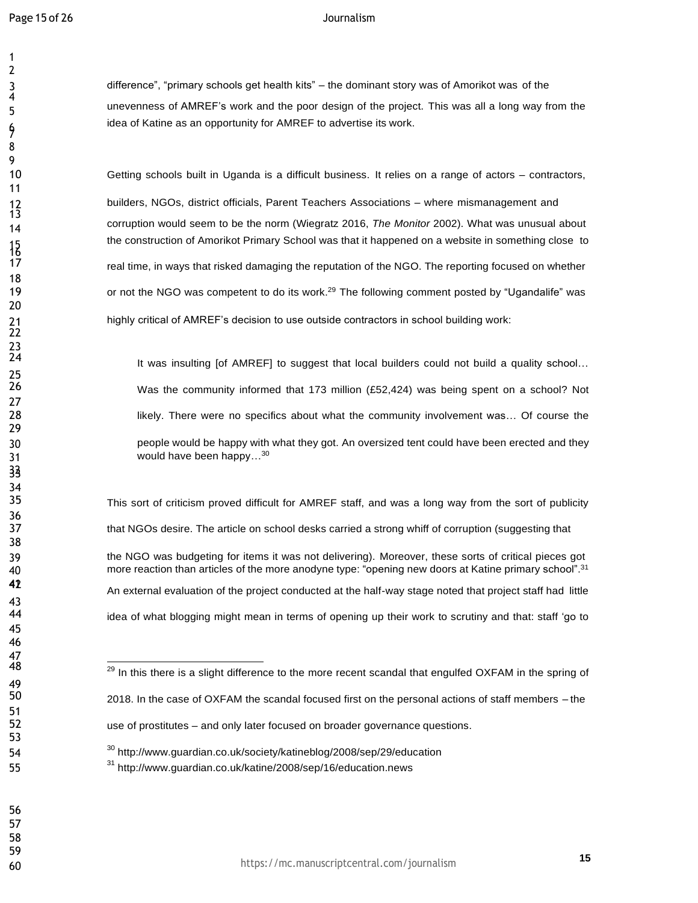difference", "primary schools get health kits" – the dominant story was of Amorikot was of the unevenness of AMREF's work and the poor design of the project. This was all a long way from the idea of Katine as an opportunity for AMREF to advertise its work.

Getting schools built in Uganda is a difficult business. It relies on a range of actors – contractors, builders, NGOs, district officials, Parent Teachers Associations – where mismanagement and corruption would seem to be the norm (Wiegratz 2016, *The Monitor* 2002). What was unusual about the construction of Amorikot Primary School was that it happened on a website in something close to real time, in ways that risked damaging the reputation of the NGO. The reporting focused on whether or not the NGO was competent to do its work.[29] The following comment posted by "Ugandalife" was highly critical of AMREF's decision to use outside contractors in school building work:

> It was insulting [of AMREF] to suggest that local builders could not build a quality school… Was the community informed that 173 million (£52,424) was being spent on a school? Not likely. There were no specifics about what the community involvement was… Of course the people would be happy with what they got. An oversized tent could have been erected and they would have been happy…[30]

This sort of criticism proved difficult for AMREF staff, and was a long way from the sort of publicity that NGOs desire. The article on school desks carried a strong whiff of corruption (suggesting that the NGO was budgeting for items it was not delivering). Moreover, these sorts of critical pieces got more reaction than articles of the more anodyne type: "opening new doors at Katine primary school".[31] An external evaluation of the project conducted at the half-way stage noted that project staff had little idea of what blogging might mean in terms of opening up their work to scrutiny and that: staff 'go to

---

[29] In this there is a slight difference to the more recent scandal that engulfed OXFAM in the spring of 2018. In the case of OXFAM the scandal focused first on the personal actions of staff members – the use of prostitutes – and only later focused on broader governance questions.

[30] http://www.guardian.co.uk/society/katineblog/2008/sep/29/education

[31] http://www.guardian.co.uk/katine/2008/sep/16/education.news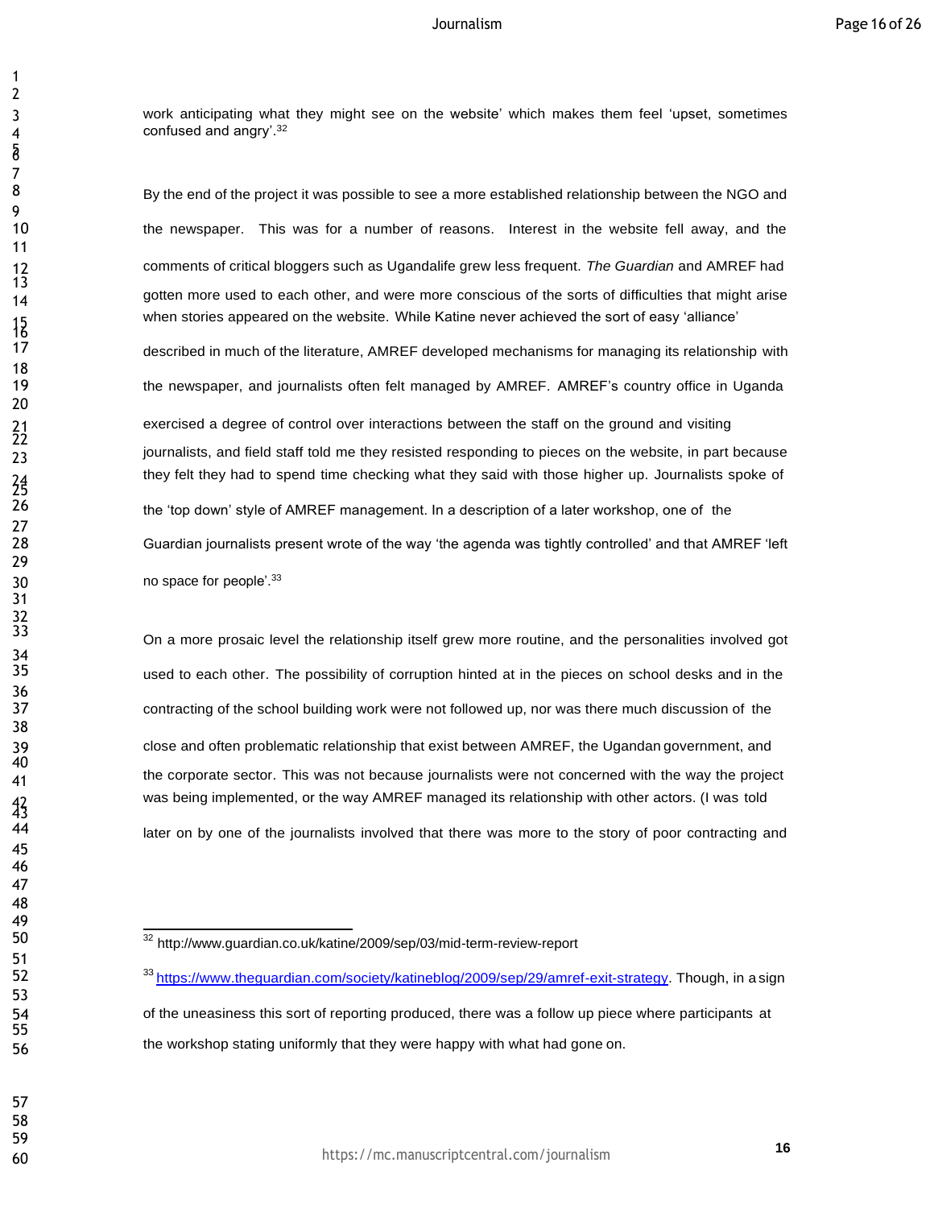work anticipating what they might see on the website' which makes them feel 'upset, sometimes confused and angry'.[32]

By the end of the project it was possible to see a more established relationship between the NGO and the newspaper. This was for a number of reasons. Interest in the website fell away, and the comments of critical bloggers such as Ugandalife grew less frequent. *The Guardian* and AMREF had gotten more used to each other, and were more conscious of the sorts of difficulties that might arise when stories appeared on the website. While Katine never achieved the sort of easy 'alliance' described in much of the literature, AMREF developed mechanisms for managing its relationship with the newspaper, and journalists often felt managed by AMREF. AMREF's country office in Uganda exercised a degree of control over interactions between the staff on the ground and visiting journalists, and field staff told me they resisted responding to pieces on the website, in part because they felt they had to spend time checking what they said with those higher up. Journalists spoke of the 'top down' style of AMREF management. In a description of a later workshop, one of the Guardian journalists present wrote of the way 'the agenda was tightly controlled' and that AMREF 'left no space for people'.[33]

On a more prosaic level the relationship itself grew more routine, and the personalities involved got used to each other. The possibility of corruption hinted at in the pieces on school desks and in the contracting of the school building work were not followed up, nor was there much discussion of the close and often problematic relationship that exist between AMREF, the Ugandan government, and the corporate sector. This was not because journalists were not concerned with the way the project was being implemented, or the way AMREF managed its relationship with other actors. (I was told later on by one of the journalists involved that there was more to the story of poor contracting and

---

[32] http://www.guardian.co.uk/katine/2009/sep/03/mid-term-review-report

[33] https://www.theguardian.com/society/katineblog/2009/sep/29/amref-exit-strategy. Though, in a sign of the uneasiness this sort of reporting produced, there was a follow up piece where participants at the workshop stating uniformly that they were happy with what had gone on.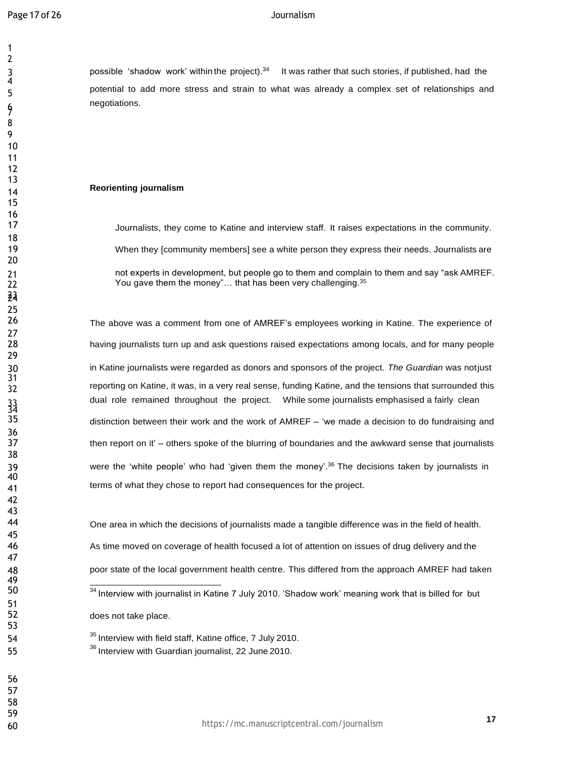possible 'shadow work' within the project).[34] It was rather that such stories, if published, had the potential to add more stress and strain to what was already a complex set of relationships and negotiations.

## Reorienting journalism

> Journalists, they come to Katine and interview staff. It raises expectations in the community. When they [community members] see a white person they express their needs. Journalists are not experts in development, but people go to them and complain to them and say "ask AMREF. You gave them the money"… that has been very challenging.[35]

The above was a comment from one of AMREF's employees working in Katine. The experience of having journalists turn up and ask questions raised expectations among locals, and for many people in Katine journalists were regarded as donors and sponsors of the project. *The Guardian* was not just reporting on Katine, it was, in a very real sense, funding Katine, and the tensions that surrounded this dual role remained throughout the project. While some journalists emphasised a fairly clean distinction between their work and the work of AMREF – 'we made a decision to do fundraising and then report on it' – others spoke of the blurring of boundaries and the awkward sense that journalists were the 'white people' who had 'given them the money'.[36] The decisions taken by journalists in terms of what they chose to report had consequences for the project.

One area in which the decisions of journalists made a tangible difference was in the field of health. As time moved on coverage of health focused a lot of attention on issues of drug delivery and the poor state of the local government health centre. This differed from the approach AMREF had taken

---

[34] Interview with journalist in Katine 7 July 2010. 'Shadow work' meaning work that is billed for but does not take place.

[35] Interview with field staff, Katine office, 7 July 2010.

[36] Interview with Guardian journalist, 22 June 2010.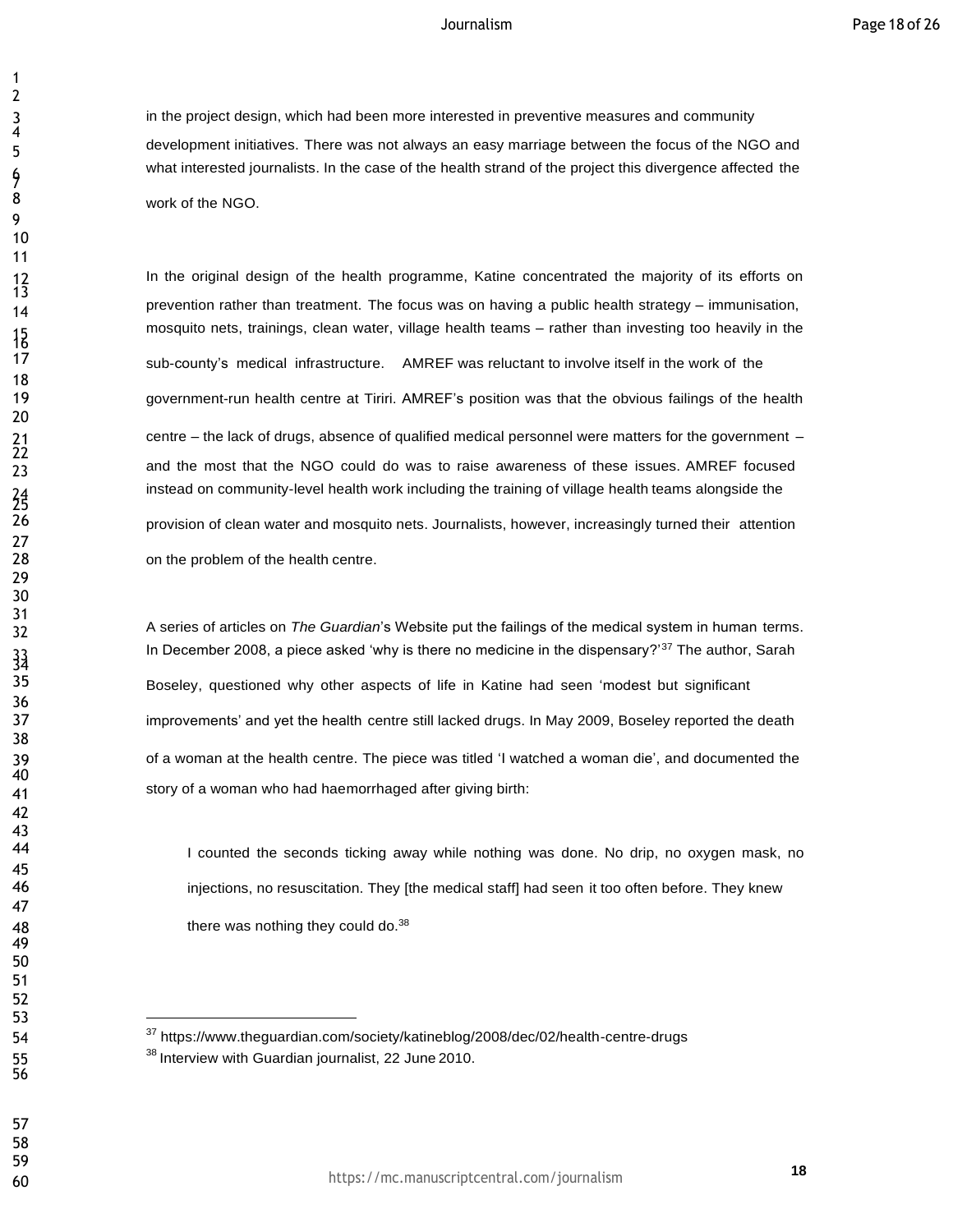in the project design, which had been more interested in preventive measures and community development initiatives. There was not always an easy marriage between the focus of the NGO and what interested journalists. In the case of the health strand of the project this divergence affected the work of the NGO.

In the original design of the health programme, Katine concentrated the majority of its efforts on prevention rather than treatment. The focus was on having a public health strategy – immunisation, mosquito nets, trainings, clean water, village health teams – rather than investing too heavily in the sub-county's medical infrastructure. AMREF was reluctant to involve itself in the work of the government-run health centre at Tiriri. AMREF's position was that the obvious failings of the health centre – the lack of drugs, absence of qualified medical personnel were matters for the government – and the most that the NGO could do was to raise awareness of these issues. AMREF focused instead on community-level health work including the training of village health teams alongside the provision of clean water and mosquito nets. Journalists, however, increasingly turned their attention on the problem of the health centre.

A series of articles on *The Guardian*'s Website put the failings of the medical system in human terms. In December 2008, a piece asked 'why is there no medicine in the dispensary?'[37] The author, Sarah Boseley, questioned why other aspects of life in Katine had seen 'modest but significant improvements' and yet the health centre still lacked drugs. In May 2009, Boseley reported the death of a woman at the health centre. The piece was titled 'I watched a woman die', and documented the story of a woman who had haemorrhaged after giving birth:

> I counted the seconds ticking away while nothing was done. No drip, no oxygen mask, no injections, no resuscitation. They [the medical staff] had seen it too often before. They knew there was nothing they could do.[38]

---

[37] https://www.theguardian.com/society/katineblog/2008/dec/02/health-centre-drugs

[38] Interview with Guardian journalist, 22 June 2010.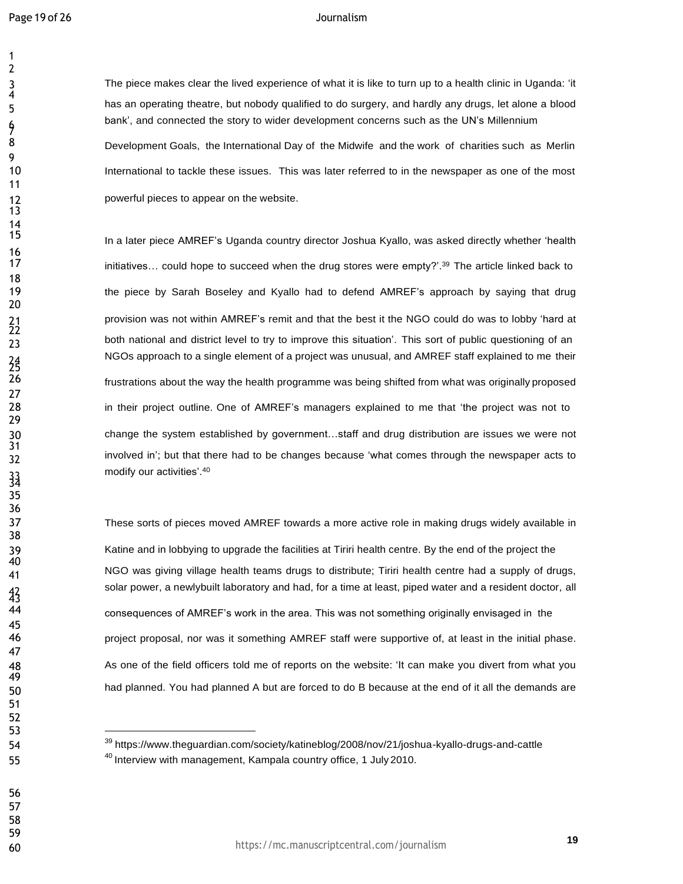The piece makes clear the lived experience of what it is like to turn up to a health clinic in Uganda: 'it has an operating theatre, but nobody qualified to do surgery, and hardly any drugs, let alone a blood bank', and connected the story to wider development concerns such as the UN's Millennium Development Goals, the International Day of the Midwife and the work of charities such as Merlin International to tackle these issues. This was later referred to in the newspaper as one of the most powerful pieces to appear on the website.

In a later piece AMREF's Uganda country director Joshua Kyallo, was asked directly whether 'health initiatives… could hope to succeed when the drug stores were empty?'.[39] The article linked back to the piece by Sarah Boseley and Kyallo had to defend AMREF's approach by saying that drug provision was not within AMREF's remit and that the best it the NGO could do was to lobby 'hard at both national and district level to try to improve this situation'. This sort of public questioning of an NGOs approach to a single element of a project was unusual, and AMREF staff explained to me their frustrations about the way the health programme was being shifted from what was originally proposed in their project outline. One of AMREF's managers explained to me that 'the project was not to change the system established by government…staff and drug distribution are issues we were not involved in'; but that there had to be changes because 'what comes through the newspaper acts to modify our activities'.[40]

These sorts of pieces moved AMREF towards a more active role in making drugs widely available in Katine and in lobbying to upgrade the facilities at Tiriri health centre. By the end of the project the NGO was giving village health teams drugs to distribute; Tiriri health centre had a supply of drugs, solar power, a newlybuilt laboratory and had, for a time at least, piped water and a resident doctor, all consequences of AMREF's work in the area. This was not something originally envisaged in the project proposal, nor was it something AMREF staff were supportive of, at least in the initial phase. As one of the field officers told me of reports on the website: 'It can make you divert from what you had planned. You had planned A but are forced to do B because at the end of it all the demands are

---

[39] https://www.theguardian.com/society/katineblog/2008/nov/21/joshua-kyallo-drugs-and-cattle

[40] Interview with management, Kampala country office, 1 July 2010.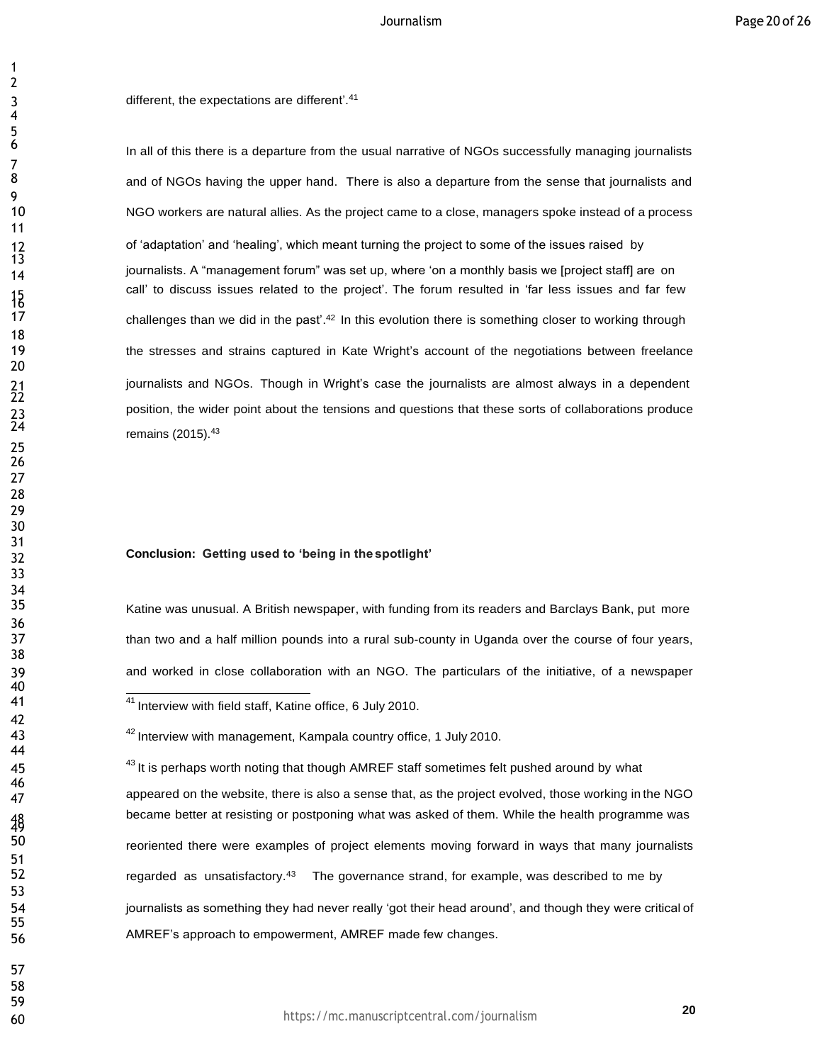different, the expectations are different'.[41]

In all of this there is a departure from the usual narrative of NGOs successfully managing journalists and of NGOs having the upper hand. There is also a departure from the sense that journalists and NGO workers are natural allies. As the project came to a close, managers spoke instead of a process of 'adaptation' and 'healing', which meant turning the project to some of the issues raised by journalists. A "management forum" was set up, where 'on a monthly basis we [project staff] are on call' to discuss issues related to the project'. The forum resulted in 'far less issues and far few challenges than we did in the past'.[42] In this evolution there is something closer to working through the stresses and strains captured in Kate Wright's account of the negotiations between freelance journalists and NGOs. Though in Wright's case the journalists are almost always in a dependent position, the wider point about the tensions and questions that these sorts of collaborations produce remains (2015).[43]

**Conclusion: Getting used to 'being in the spotlight'**

Katine was unusual. A British newspaper, with funding from its readers and Barclays Bank, put more than two and a half million pounds into a rural sub-county in Uganda over the course of four years, and worked in close collaboration with an NGO. The particulars of the initiative, of a newspaper

---

[41] Interview with field staff, Katine office, 6 July 2010.

[42] Interview with management, Kampala country office, 1 July 2010.

[43] It is perhaps worth noting that though AMREF staff sometimes felt pushed around by what appeared on the website, there is also a sense that, as the project evolved, those working in the NGO became better at resisting or postponing what was asked of them. While the health programme was reoriented there were examples of project elements moving forward in ways that many journalists regarded as unsatisfactory.[43] The governance strand, for example, was described to me by journalists as something they had never really 'got their head around', and though they were critical of AMREF's approach to empowerment, AMREF made few changes.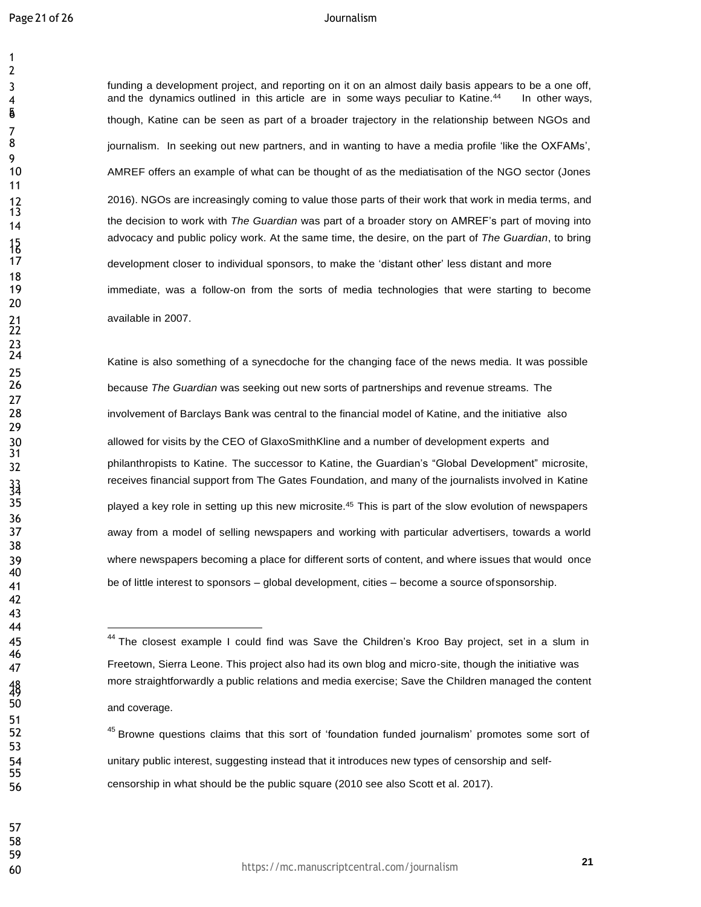funding a development project, and reporting on it on an almost daily basis appears to be a one off, and the dynamics outlined in this article are in some ways peculiar to Katine.[44] In other ways, though, Katine can be seen as part of a broader trajectory in the relationship between NGOs and journalism. In seeking out new partners, and in wanting to have a media profile 'like the OXFAMs', AMREF offers an example of what can be thought of as the mediatisation of the NGO sector (Jones 2016). NGOs are increasingly coming to value those parts of their work that work in media terms, and the decision to work with *The Guardian* was part of a broader story on AMREF's part of moving into advocacy and public policy work. At the same time, the desire, on the part of *The Guardian*, to bring development closer to individual sponsors, to make the 'distant other' less distant and more immediate, was a follow-on from the sorts of media technologies that were starting to become available in 2007.

Katine is also something of a synecdoche for the changing face of the news media. It was possible because *The Guardian* was seeking out new sorts of partnerships and revenue streams. The involvement of Barclays Bank was central to the financial model of Katine, and the initiative also allowed for visits by the CEO of GlaxoSmithKline and a number of development experts and philanthropists to Katine. The successor to Katine, the Guardian's "Global Development" microsite, receives financial support from The Gates Foundation, and many of the journalists involved in Katine played a key role in setting up this new microsite.[45] This is part of the slow evolution of newspapers away from a model of selling newspapers and working with particular advertisers, towards a world where newspapers becoming a place for different sorts of content, and where issues that would once be of little interest to sponsors – global development, cities – become a source of sponsorship.

---

[44] The closest example I could find was Save the Children's Kroo Bay project, set in a slum in Freetown, Sierra Leone. This project also had its own blog and micro-site, though the initiative was more straightforwardly a public relations and media exercise; Save the Children managed the content and coverage.

[45] Browne questions claims that this sort of 'foundation funded journalism' promotes some sort of unitary public interest, suggesting instead that it introduces new types of censorship and self-censorship in what should be the public square (2010 see also Scott et al. 2017).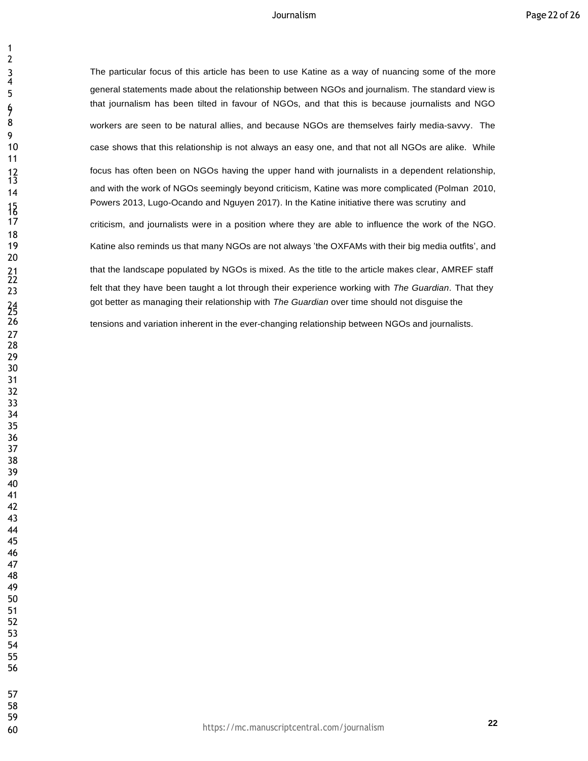The particular focus of this article has been to use Katine as a way of nuancing some of the more general statements made about the relationship between NGOs and journalism. The standard view is that journalism has been tilted in favour of NGOs, and that this is because journalists and NGO workers are seen to be natural allies, and because NGOs are themselves fairly media-savvy. The case shows that this relationship is not always an easy one, and that not all NGOs are alike. While focus has often been on NGOs having the upper hand with journalists in a dependent relationship, and with the work of NGOs seemingly beyond criticism, Katine was more complicated (Polman 2010, Powers 2013, Lugo-Ocando and Nguyen 2017). In the Katine initiative there was scrutiny and criticism, and journalists were in a position where they are able to influence the work of the NGO. Katine also reminds us that many NGOs are not always 'the OXFAMs with their big media outfits', and that the landscape populated by NGOs is mixed. As the title to the article makes clear, AMREF staff felt that they have been taught a lot through their experience working with *The Guardian*. That they got better as managing their relationship with *The Guardian* over time should not disguise the tensions and variation inherent in the ever-changing relationship between NGOs and journalists.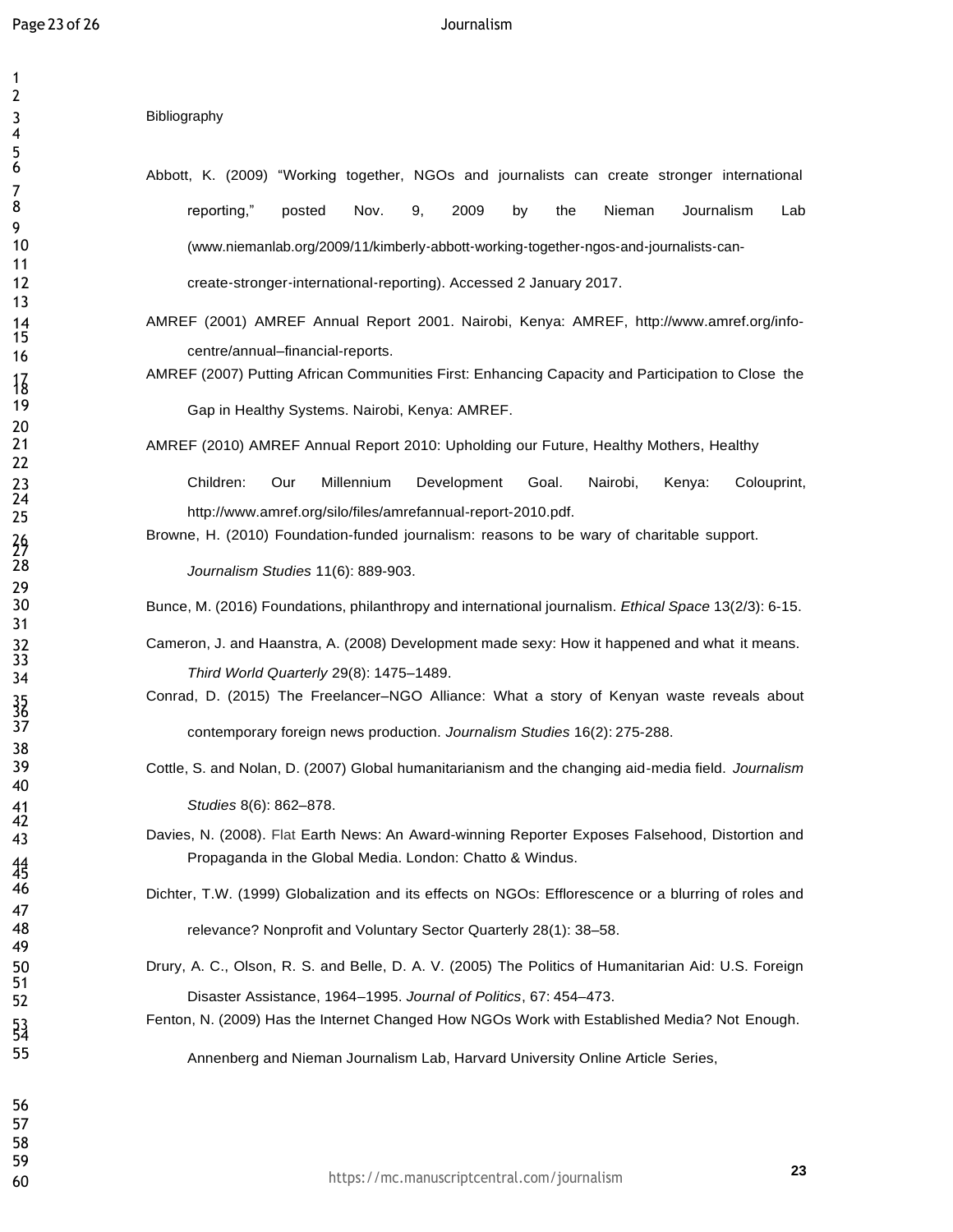Bibliography

Abbott, K. (2009) "Working together, NGOs and journalists can create stronger international reporting," posted Nov. 9, 2009 by the Nieman Journalism Lab (www.niemanlab.org/2009/11/kimberly-abbott-working-together-ngos-and-journalists-can-create-stronger-international-reporting). Accessed 2 January 2017.

AMREF (2001) AMREF Annual Report 2001. Nairobi, Kenya: AMREF, http://www.amref.org/info-centre/annual–financial-reports.

AMREF (2007) Putting African Communities First: Enhancing Capacity and Participation to Close the Gap in Healthy Systems. Nairobi, Kenya: AMREF.

AMREF (2010) AMREF Annual Report 2010: Upholding our Future, Healthy Mothers, Healthy Children: Our Millennium Development Goal. Nairobi, Kenya: Colouprint, http://www.amref.org/silo/files/amrefannual-report-2010.pdf.

Browne, H. (2010) Foundation-funded journalism: reasons to be wary of charitable support. *Journalism Studies* 11(6): 889-903.

Bunce, M. (2016) Foundations, philanthropy and international journalism. *Ethical Space* 13(2/3): 6-15.

Cameron, J. and Haanstra, A. (2008) Development made sexy: How it happened and what it means. *Third World Quarterly* 29(8): 1475–1489.

Conrad, D. (2015) The Freelancer–NGO Alliance: What a story of Kenyan waste reveals about contemporary foreign news production. *Journalism Studies* 16(2): 275-288.

Cottle, S. and Nolan, D. (2007) Global humanitarianism and the changing aid-media field. *Journalism Studies* 8(6): 862–878.

Davies, N. (2008). Flat Earth News: An Award-winning Reporter Exposes Falsehood, Distortion and Propaganda in the Global Media. London: Chatto & Windus.

Dichter, T.W. (1999) Globalization and its effects on NGOs: Efflorescence or a blurring of roles and relevance? Nonprofit and Voluntary Sector Quarterly 28(1): 38–58.

Drury, A. C., Olson, R. S. and Belle, D. A. V. (2005) The Politics of Humanitarian Aid: U.S. Foreign Disaster Assistance, 1964–1995. *Journal of Politics*, 67: 454–473.

Fenton, N. (2009) Has the Internet Changed How NGOs Work with Established Media? Not Enough. Annenberg and Nieman Journalism Lab, Harvard University Online Article Series,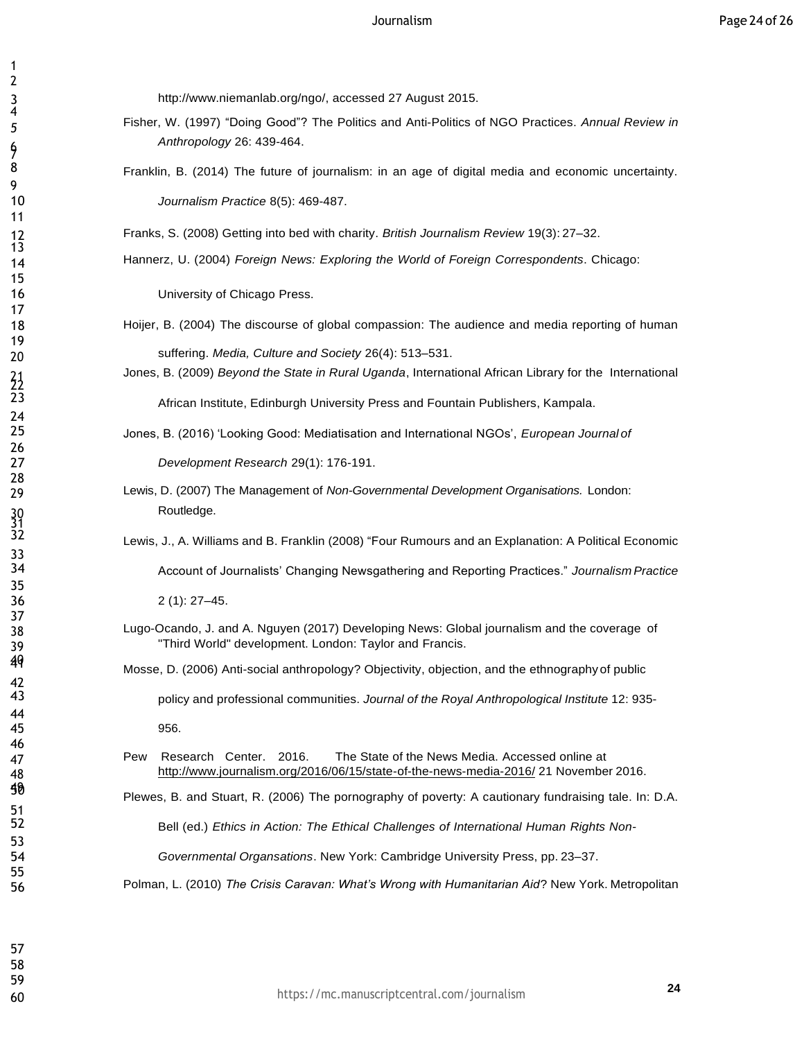http://www.niemanlab.org/ngo/, accessed 27 August 2015.

Fisher, W. (1997) "Doing Good"? The Politics and Anti-Politics of NGO Practices. *Annual Review in Anthropology* 26: 439-464.

Franklin, B. (2014) The future of journalism: in an age of digital media and economic uncertainty. *Journalism Practice* 8(5): 469-487.

Franks, S. (2008) Getting into bed with charity. *British Journalism Review* 19(3): 27–32.

Hannerz, U. (2004) *Foreign News: Exploring the World of Foreign Correspondents*. Chicago: University of Chicago Press.

Hoijer, B. (2004) The discourse of global compassion: The audience and media reporting of human suffering. *Media, Culture and Society* 26(4): 513–531.

Jones, B. (2009) *Beyond the State in Rural Uganda*, International African Library for the International African Institute, Edinburgh University Press and Fountain Publishers, Kampala.

Jones, B. (2016) 'Looking Good: Mediatisation and International NGOs', *European Journal of Development Research* 29(1): 176-191.

Lewis, D. (2007) The Management of *Non-Governmental Development Organisations.* London: Routledge.

Lewis, J., A. Williams and B. Franklin (2008) "Four Rumours and an Explanation: A Political Economic Account of Journalists' Changing Newsgathering and Reporting Practices." *Journalism Practice* 2 (1): 27–45.

Lugo-Ocando, J. and A. Nguyen (2017) Developing News: Global journalism and the coverage of "Third World" development. London: Taylor and Francis.

Mosse, D. (2006) Anti-social anthropology? Objectivity, objection, and the ethnography of public policy and professional communities. *Journal of the Royal Anthropological Institute* 12: 935-956.

Pew Research Center. 2016. The State of the News Media. Accessed online at http://www.journalism.org/2016/06/15/state-of-the-news-media-2016/ 21 November 2016.

Plewes, B. and Stuart, R. (2006) The pornography of poverty: A cautionary fundraising tale. In: D.A. Bell (ed.) *Ethics in Action: The Ethical Challenges of International Human Rights Non-Governmental Organsations*. New York: Cambridge University Press, pp. 23–37.

Polman, L. (2010) *The Crisis Caravan: What's Wrong with Humanitarian Aid*? New York. Metropolitan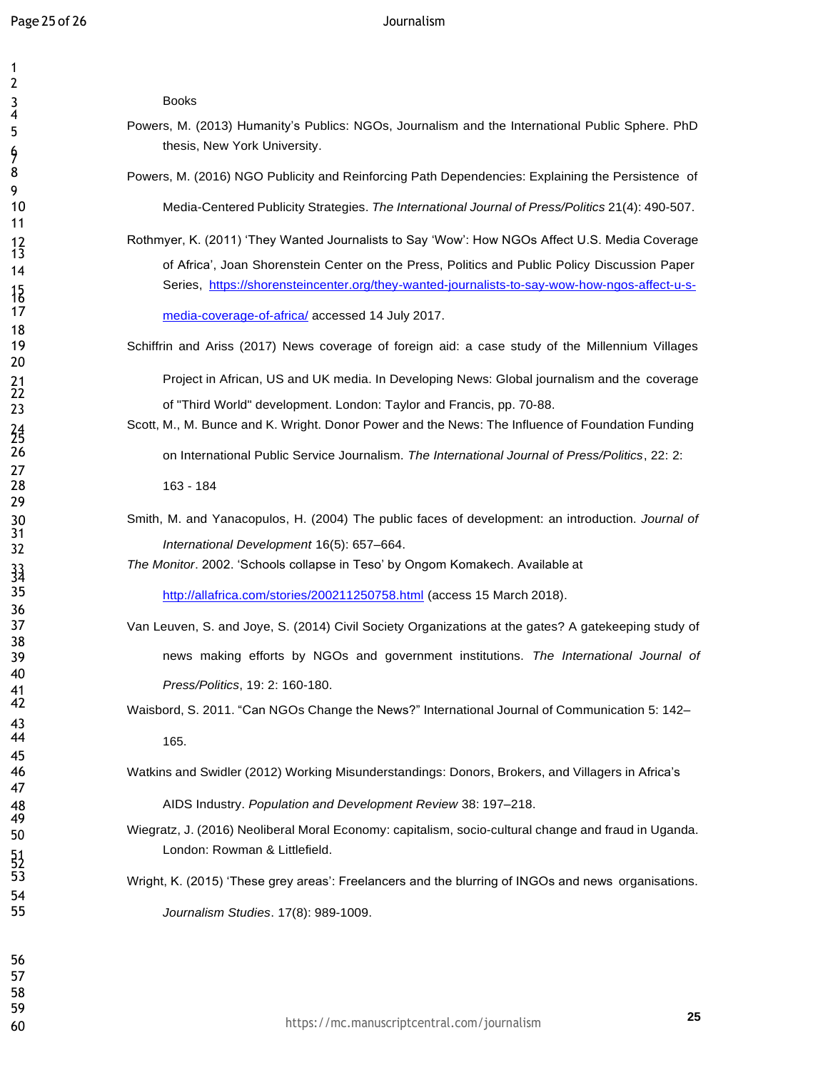Books

Powers, M. (2013) Humanity's Publics: NGOs, Journalism and the International Public Sphere. PhD thesis, New York University.

Powers, M. (2016) NGO Publicity and Reinforcing Path Dependencies: Explaining the Persistence of Media-Centered Publicity Strategies. *The International Journal of Press/Politics* 21(4): 490-507.

Rothmyer, K. (2011) 'They Wanted Journalists to Say 'Wow': How NGOs Affect U.S. Media Coverage of Africa', Joan Shorenstein Center on the Press, Politics and Public Policy Discussion Paper Series, https://shorensteincenter.org/they-wanted-journalists-to-say-wow-how-ngos-affect-u-s-media-coverage-of-africa/ accessed 14 July 2017.

Schiffrin and Ariss (2017) News coverage of foreign aid: a case study of the Millennium Villages Project in African, US and UK media. In Developing News: Global journalism and the coverage of "Third World" development. London: Taylor and Francis, pp. 70-88.

Scott, M., M. Bunce and K. Wright. Donor Power and the News: The Influence of Foundation Funding on International Public Service Journalism. *The International Journal of Press/Politics*, 22: 2: 163 - 184

Smith, M. and Yanacopulos, H. (2004) The public faces of development: an introduction. *Journal of International Development* 16(5): 657–664.

*The Monitor*. 2002. 'Schools collapse in Teso' by Ongom Komakech. Available at http://allafrica.com/stories/200211250758.html (access 15 March 2018).

Van Leuven, S. and Joye, S. (2014) Civil Society Organizations at the gates? A gatekeeping study of news making efforts by NGOs and government institutions. *The International Journal of Press/Politics*, 19: 2: 160-180.

Waisbord, S. 2011. "Can NGOs Change the News?" International Journal of Communication 5: 142–165.

Watkins and Swidler (2012) Working Misunderstandings: Donors, Brokers, and Villagers in Africa's AIDS Industry. *Population and Development Review* 38: 197–218.

Wiegratz, J. (2016) Neoliberal Moral Economy: capitalism, socio-cultural change and fraud in Uganda. London: Rowman & Littlefield.

Wright, K. (2015) 'These grey areas': Freelancers and the blurring of INGOs and news organisations. *Journalism Studies*. 17(8): 989-1009.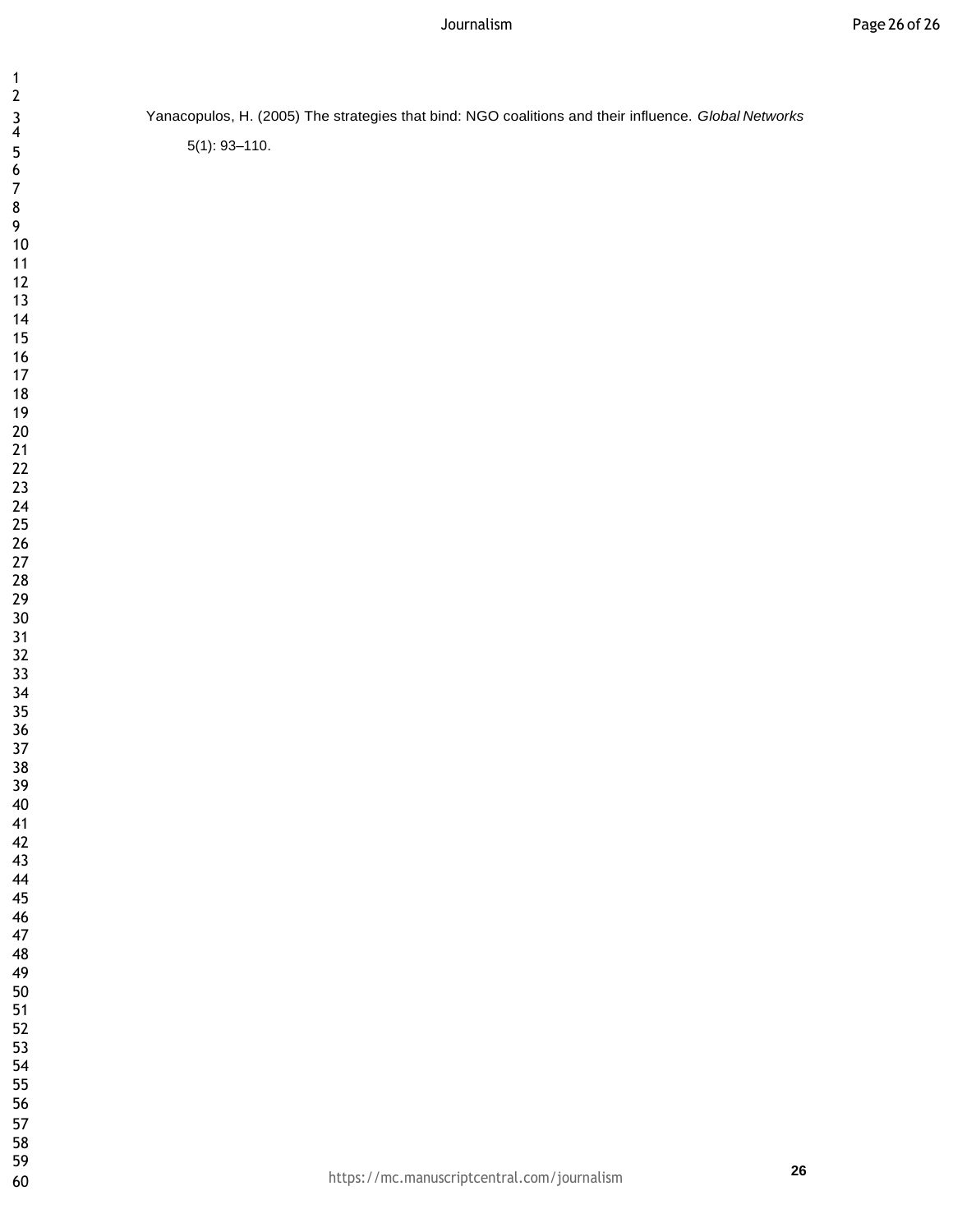Yanacopulos, H. (2005) The strategies that bind: NGO coalitions and their influence. *Global Networks* 5(1): 93–110.